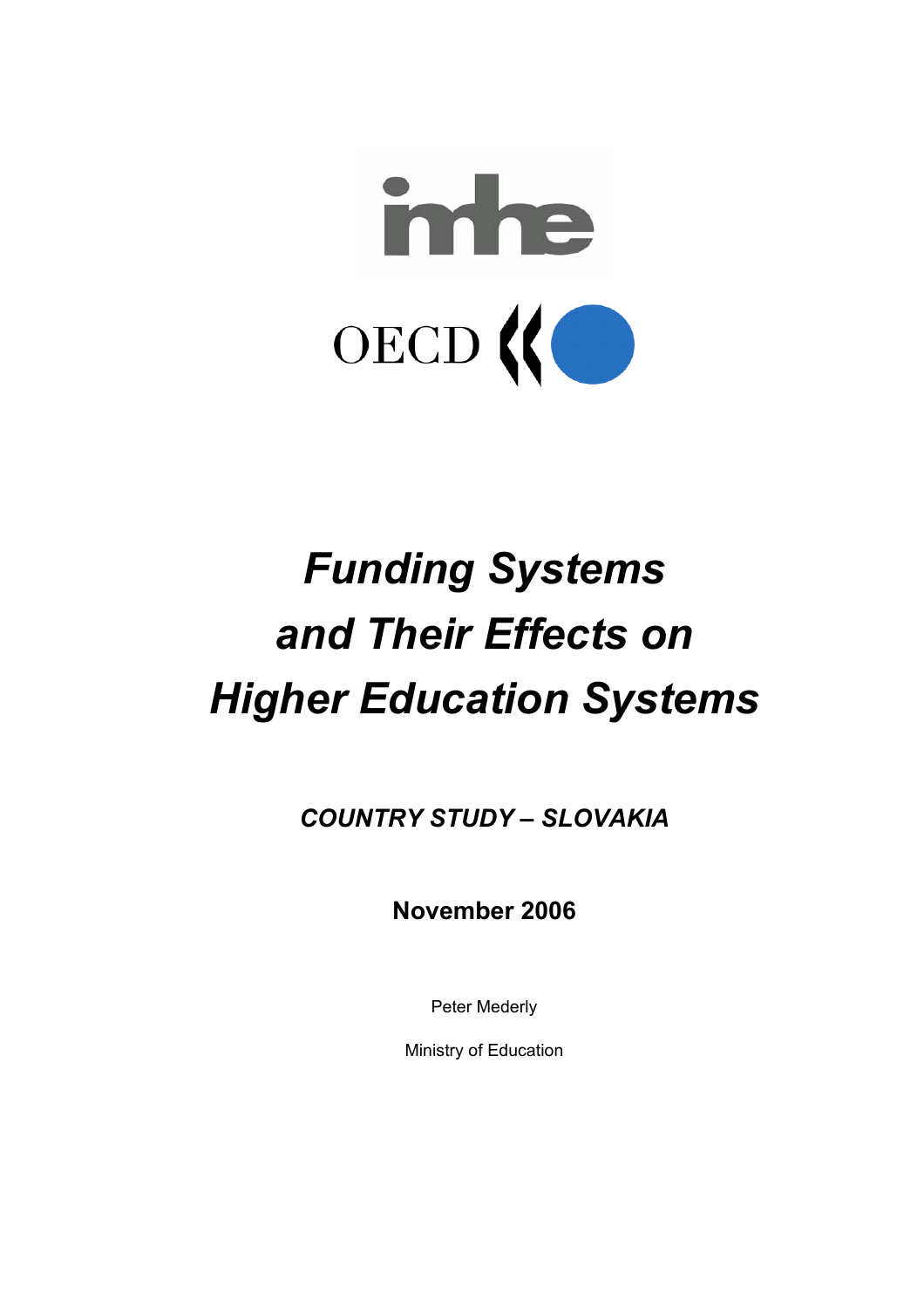imhe

OECD

# *Funding Systems and Their Effects on Higher Education Systems*

***COUNTRY STUDY – SLOVAKIA***

**November 2006**

Peter Mederly

Ministry of Education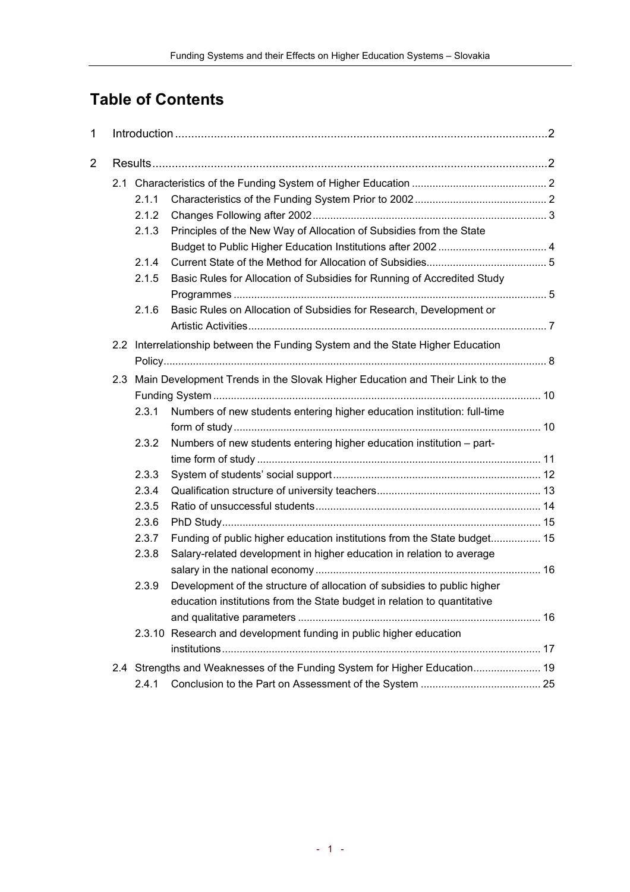# Table of Contents

1 Introduction ..... 2

2 Results ..... 2

- 2.1 Characteristics of the Funding System of Higher Education ..... 2
  - 2.1.1 Characteristics of the Funding System Prior to 2002 ..... 2
  - 2.1.2 Changes Following after 2002 ..... 3
  - 2.1.3 Principles of the New Way of Allocation of Subsidies from the State Budget to Public Higher Education Institutions after 2002 ..... 4
  - 2.1.4 Current State of the Method for Allocation of Subsidies ..... 5
  - 2.1.5 Basic Rules for Allocation of Subsidies for Running of Accredited Study Programmes ..... 5
  - 2.1.6 Basic Rules on Allocation of Subsidies for Research, Development or Artistic Activities ..... 7
- 2.2 Interrelationship between the Funding System and the State Higher Education Policy ..... 8
- 2.3 Main Development Trends in the Slovak Higher Education and Their Link to the Funding System ..... 10
  - 2.3.1 Numbers of new students entering higher education institution: full-time form of study ..... 10
  - 2.3.2 Numbers of new students entering higher education institution – part-time form of study ..... 11
  - 2.3.3 System of students' social support ..... 12
  - 2.3.4 Qualification structure of university teachers ..... 13
  - 2.3.5 Ratio of unsuccessful students ..... 14
  - 2.3.6 PhD Study ..... 15
  - 2.3.7 Funding of public higher education institutions from the State budget ..... 15
  - 2.3.8 Salary-related development in higher education in relation to average salary in the national economy ..... 16
  - 2.3.9 Development of the structure of allocation of subsidies to public higher education institutions from the State budget in relation to quantitative and qualitative parameters ..... 16
  - 2.3.10 Research and development funding in public higher education institutions ..... 17
- 2.4 Strengths and Weaknesses of the Funding System for Higher Education ..... 19
  - 2.4.1 Conclusion to the Part on Assessment of the System ..... 25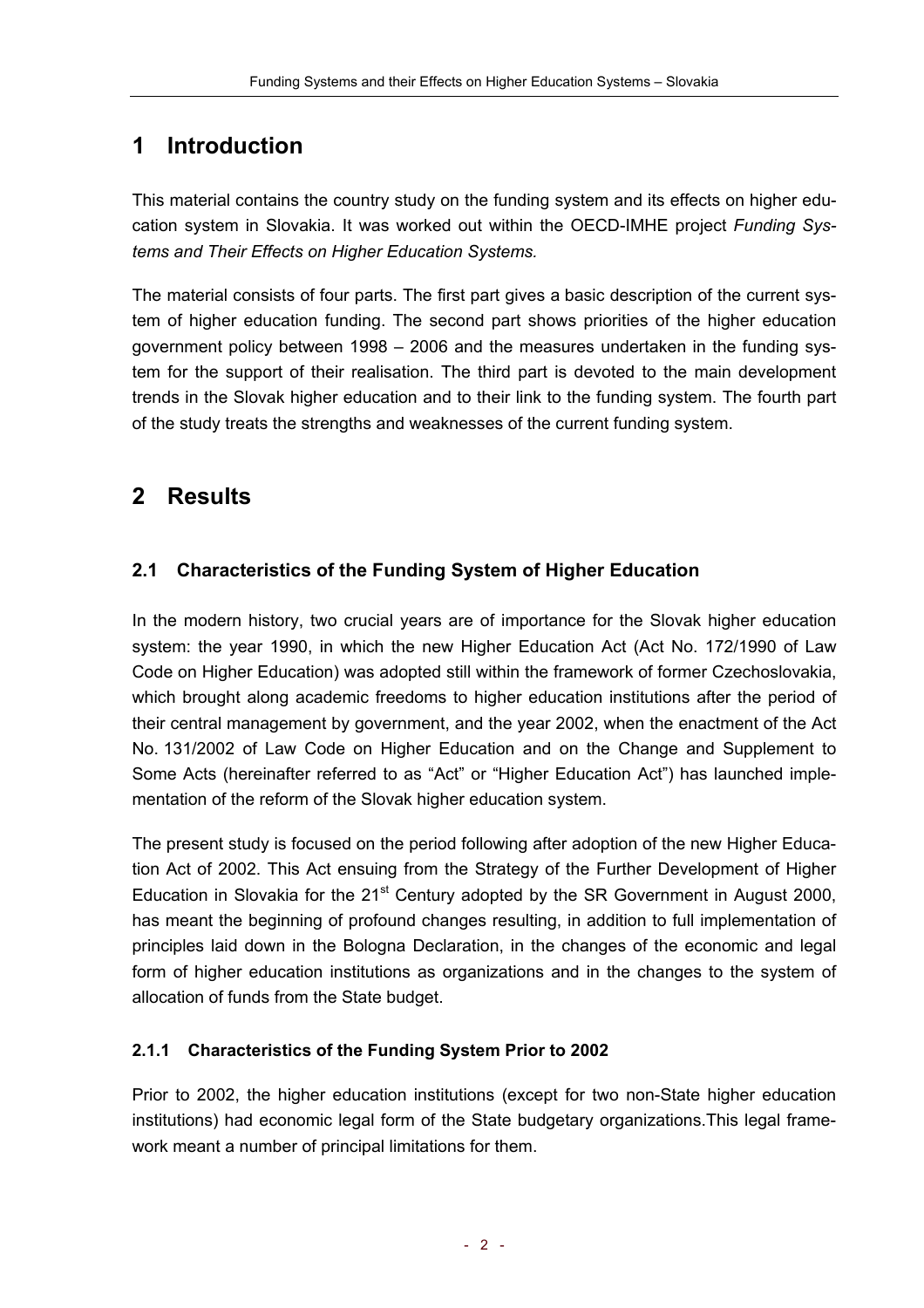# 1 Introduction

This material contains the country study on the funding system and its effects on higher education system in Slovakia. It was worked out within the OECD-IMHE project *Funding Systems and Their Effects on Higher Education Systems.*

The material consists of four parts. The first part gives a basic description of the current system of higher education funding. The second part shows priorities of the higher education government policy between 1998 – 2006 and the measures undertaken in the funding system for the support of their realisation. The third part is devoted to the main development trends in the Slovak higher education and to their link to the funding system. The fourth part of the study treats the strengths and weaknesses of the current funding system.

# 2 Results

## 2.1 Characteristics of the Funding System of Higher Education

In the modern history, two crucial years are of importance for the Slovak higher education system: the year 1990, in which the new Higher Education Act (Act No. 172/1990 of Law Code on Higher Education) was adopted still within the framework of former Czechoslovakia, which brought along academic freedoms to higher education institutions after the period of their central management by government, and the year 2002, when the enactment of the Act No. 131/2002 of Law Code on Higher Education and on the Change and Supplement to Some Acts (hereinafter referred to as "Act" or "Higher Education Act") has launched implementation of the reform of the Slovak higher education system.

The present study is focused on the period following after adoption of the new Higher Education Act of 2002. This Act ensuing from the Strategy of the Further Development of Higher Education in Slovakia for the 21st Century adopted by the SR Government in August 2000, has meant the beginning of profound changes resulting, in addition to full implementation of principles laid down in the Bologna Declaration, in the changes of the economic and legal form of higher education institutions as organizations and in the changes to the system of allocation of funds from the State budget.

### 2.1.1 Characteristics of the Funding System Prior to 2002

Prior to 2002, the higher education institutions (except for two non-State higher education institutions) had economic legal form of the State budgetary organizations.This legal framework meant a number of principal limitations for them.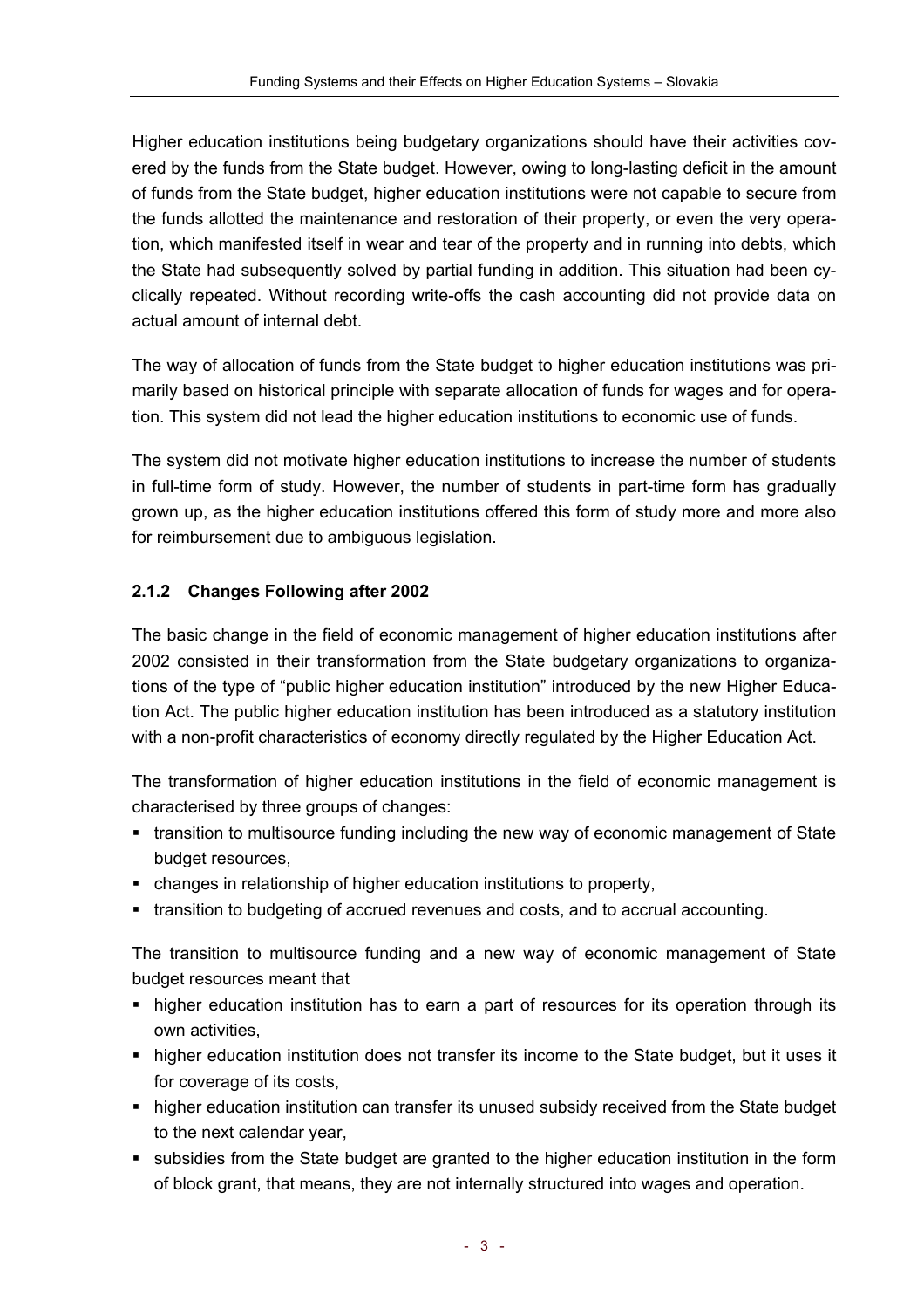Higher education institutions being budgetary organizations should have their activities covered by the funds from the State budget. However, owing to long-lasting deficit in the amount of funds from the State budget, higher education institutions were not capable to secure from the funds allotted the maintenance and restoration of their property, or even the very operation, which manifested itself in wear and tear of the property and in running into debts, which the State had subsequently solved by partial funding in addition. This situation had been cyclically repeated. Without recording write-offs the cash accounting did not provide data on actual amount of internal debt.

The way of allocation of funds from the State budget to higher education institutions was primarily based on historical principle with separate allocation of funds for wages and for operation. This system did not lead the higher education institutions to economic use of funds.

The system did not motivate higher education institutions to increase the number of students in full-time form of study. However, the number of students in part-time form has gradually grown up, as the higher education institutions offered this form of study more and more also for reimbursement due to ambiguous legislation.

### 2.1.2 Changes Following after 2002

The basic change in the field of economic management of higher education institutions after 2002 consisted in their transformation from the State budgetary organizations to organizations of the type of "public higher education institution" introduced by the new Higher Education Act. The public higher education institution has been introduced as a statutory institution with a non-profit characteristics of economy directly regulated by the Higher Education Act.

The transformation of higher education institutions in the field of economic management is characterised by three groups of changes:

- transition to multisource funding including the new way of economic management of State budget resources,
- changes in relationship of higher education institutions to property,
- transition to budgeting of accrued revenues and costs, and to accrual accounting.

The transition to multisource funding and a new way of economic management of State budget resources meant that

- higher education institution has to earn a part of resources for its operation through its own activities,
- higher education institution does not transfer its income to the State budget, but it uses it for coverage of its costs,
- higher education institution can transfer its unused subsidy received from the State budget to the next calendar year,
- subsidies from the State budget are granted to the higher education institution in the form of block grant, that means, they are not internally structured into wages and operation.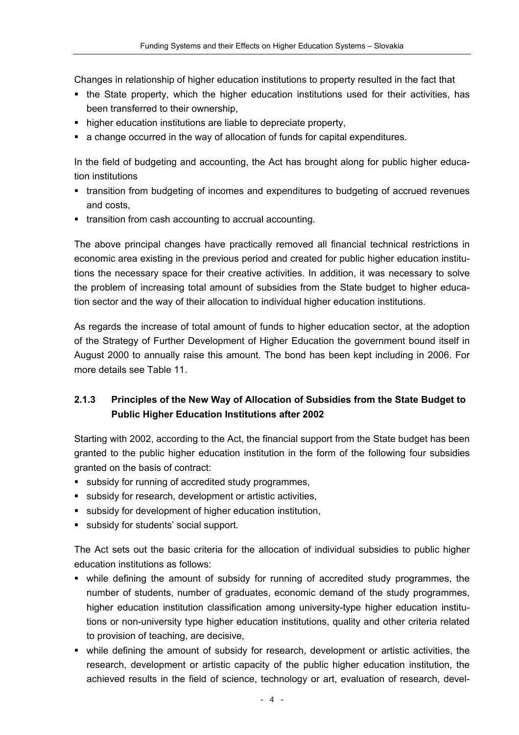Changes in relationship of higher education institutions to property resulted in the fact that

- the State property, which the higher education institutions used for their activities, has been transferred to their ownership,
- higher education institutions are liable to depreciate property,
- a change occurred in the way of allocation of funds for capital expenditures.

In the field of budgeting and accounting, the Act has brought along for public higher education institutions

- transition from budgeting of incomes and expenditures to budgeting of accrued revenues and costs,
- transition from cash accounting to accrual accounting.

The above principal changes have practically removed all financial technical restrictions in economic area existing in the previous period and created for public higher education institutions the necessary space for their creative activities. In addition, it was necessary to solve the problem of increasing total amount of subsidies from the State budget to higher education sector and the way of their allocation to individual higher education institutions.

As regards the increase of total amount of funds to higher education sector, at the adoption of the Strategy of Further Development of Higher Education the government bound itself in August 2000 to annually raise this amount. The bond has been kept including in 2006. For more details see Table 11.

### 2.1.3 Principles of the New Way of Allocation of Subsidies from the State Budget to Public Higher Education Institutions after 2002

Starting with 2002, according to the Act, the financial support from the State budget has been granted to the public higher education institution in the form of the following four subsidies granted on the basis of contract:

- subsidy for running of accredited study programmes,
- subsidy for research, development or artistic activities,
- subsidy for development of higher education institution,
- subsidy for students' social support.

The Act sets out the basic criteria for the allocation of individual subsidies to public higher education institutions as follows:

- while defining the amount of subsidy for running of accredited study programmes, the number of students, number of graduates, economic demand of the study programmes, higher education institution classification among university-type higher education institutions or non-university type higher education institutions, quality and other criteria related to provision of teaching, are decisive,
- while defining the amount of subsidy for research, development or artistic activities, the research, development or artistic capacity of the public higher education institution, the achieved results in the field of science, technology or art, evaluation of research, devel-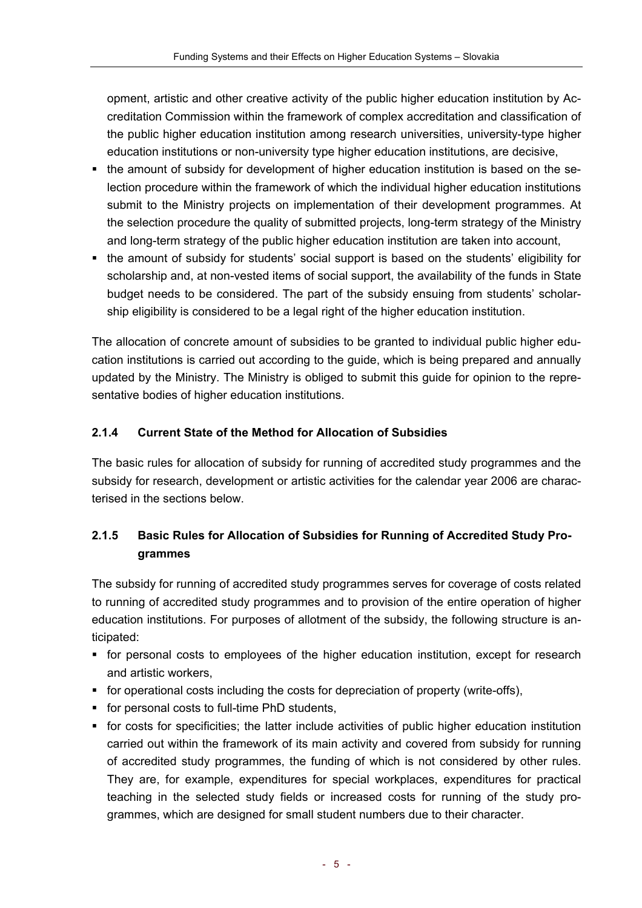opment, artistic and other creative activity of the public higher education institution by Accreditation Commission within the framework of complex accreditation and classification of the public higher education institution among research universities, university-type higher education institutions or non-university type higher education institutions, are decisive,

- the amount of subsidy for development of higher education institution is based on the selection procedure within the framework of which the individual higher education institutions submit to the Ministry projects on implementation of their development programmes. At the selection procedure the quality of submitted projects, long-term strategy of the Ministry and long-term strategy of the public higher education institution are taken into account,
- the amount of subsidy for students' social support is based on the students' eligibility for scholarship and, at non-vested items of social support, the availability of the funds in State budget needs to be considered. The part of the subsidy ensuing from students' scholarship eligibility is considered to be a legal right of the higher education institution.

The allocation of concrete amount of subsidies to be granted to individual public higher education institutions is carried out according to the guide, which is being prepared and annually updated by the Ministry. The Ministry is obliged to submit this guide for opinion to the representative bodies of higher education institutions.

### 2.1.4 Current State of the Method for Allocation of Subsidies

The basic rules for allocation of subsidy for running of accredited study programmes and the subsidy for research, development or artistic activities for the calendar year 2006 are characterised in the sections below.

### 2.1.5 Basic Rules for Allocation of Subsidies for Running of Accredited Study Programmes

The subsidy for running of accredited study programmes serves for coverage of costs related to running of accredited study programmes and to provision of the entire operation of higher education institutions. For purposes of allotment of the subsidy, the following structure is anticipated:

- for personal costs to employees of the higher education institution, except for research and artistic workers,
- for operational costs including the costs for depreciation of property (write-offs),
- for personal costs to full-time PhD students,
- for costs for specificities; the latter include activities of public higher education institution carried out within the framework of its main activity and covered from subsidy for running of accredited study programmes, the funding of which is not considered by other rules. They are, for example, expenditures for special workplaces, expenditures for practical teaching in the selected study fields or increased costs for running of the study programmes, which are designed for small student numbers due to their character.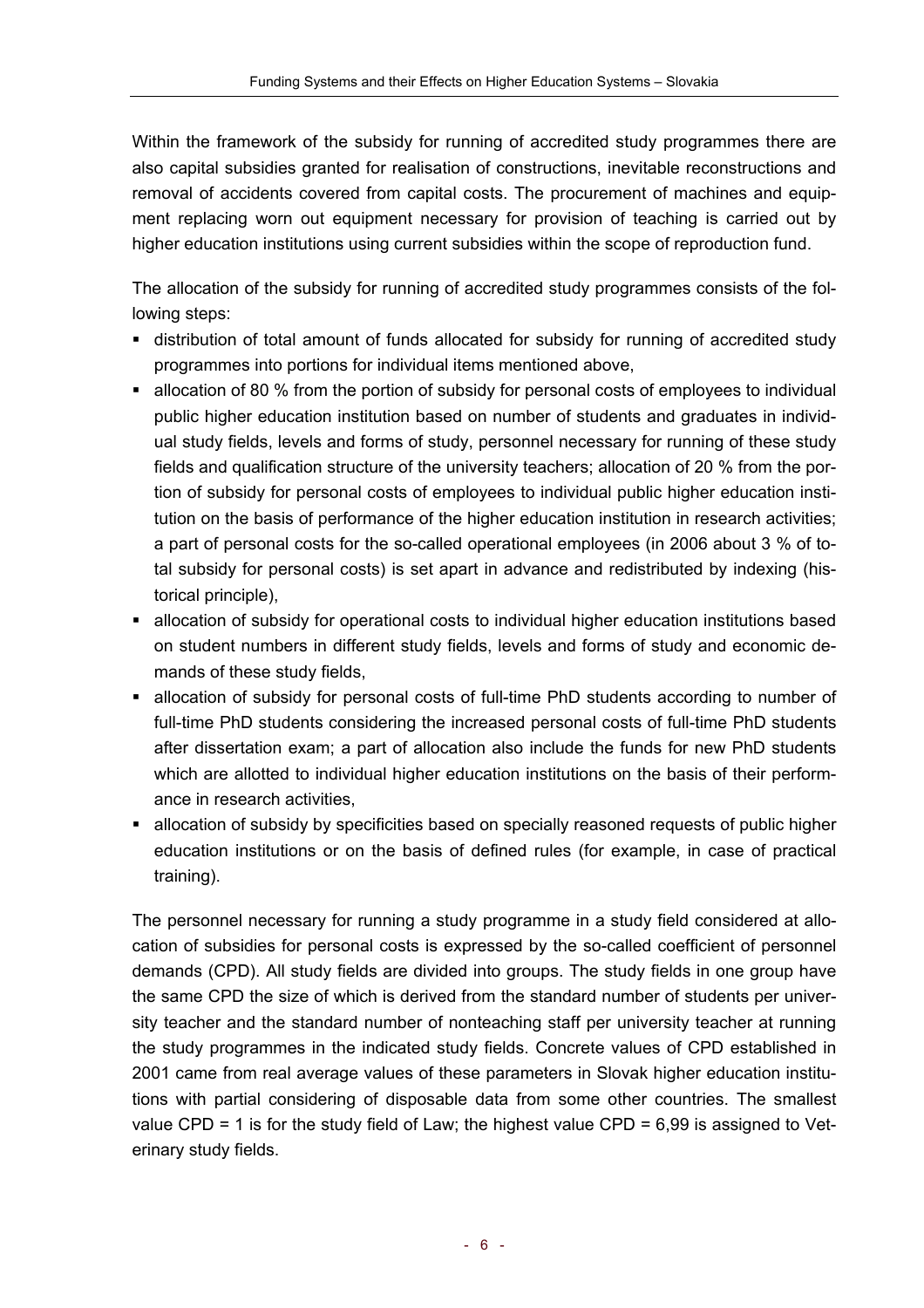Within the framework of the subsidy for running of accredited study programmes there are also capital subsidies granted for realisation of constructions, inevitable reconstructions and removal of accidents covered from capital costs. The procurement of machines and equipment replacing worn out equipment necessary for provision of teaching is carried out by higher education institutions using current subsidies within the scope of reproduction fund.

The allocation of the subsidy for running of accredited study programmes consists of the following steps:

- distribution of total amount of funds allocated for subsidy for running of accredited study programmes into portions for individual items mentioned above,
- allocation of 80 % from the portion of subsidy for personal costs of employees to individual public higher education institution based on number of students and graduates in individual study fields, levels and forms of study, personnel necessary for running of these study fields and qualification structure of the university teachers; allocation of 20 % from the portion of subsidy for personal costs of employees to individual public higher education institution on the basis of performance of the higher education institution in research activities; a part of personal costs for the so-called operational employees (in 2006 about 3 % of total subsidy for personal costs) is set apart in advance and redistributed by indexing (historical principle),
- allocation of subsidy for operational costs to individual higher education institutions based on student numbers in different study fields, levels and forms of study and economic demands of these study fields,
- allocation of subsidy for personal costs of full-time PhD students according to number of full-time PhD students considering the increased personal costs of full-time PhD students after dissertation exam; a part of allocation also include the funds for new PhD students which are allotted to individual higher education institutions on the basis of their performance in research activities,
- allocation of subsidy by specificities based on specially reasoned requests of public higher education institutions or on the basis of defined rules (for example, in case of practical training).

The personnel necessary for running a study programme in a study field considered at allocation of subsidies for personal costs is expressed by the so-called coefficient of personnel demands (CPD). All study fields are divided into groups. The study fields in one group have the same CPD the size of which is derived from the standard number of students per university teacher and the standard number of nonteaching staff per university teacher at running the study programmes in the indicated study fields. Concrete values of CPD established in 2001 came from real average values of these parameters in Slovak higher education institutions with partial considering of disposable data from some other countries. The smallest value CPD = 1 is for the study field of Law; the highest value CPD = 6,99 is assigned to Veterinary study fields.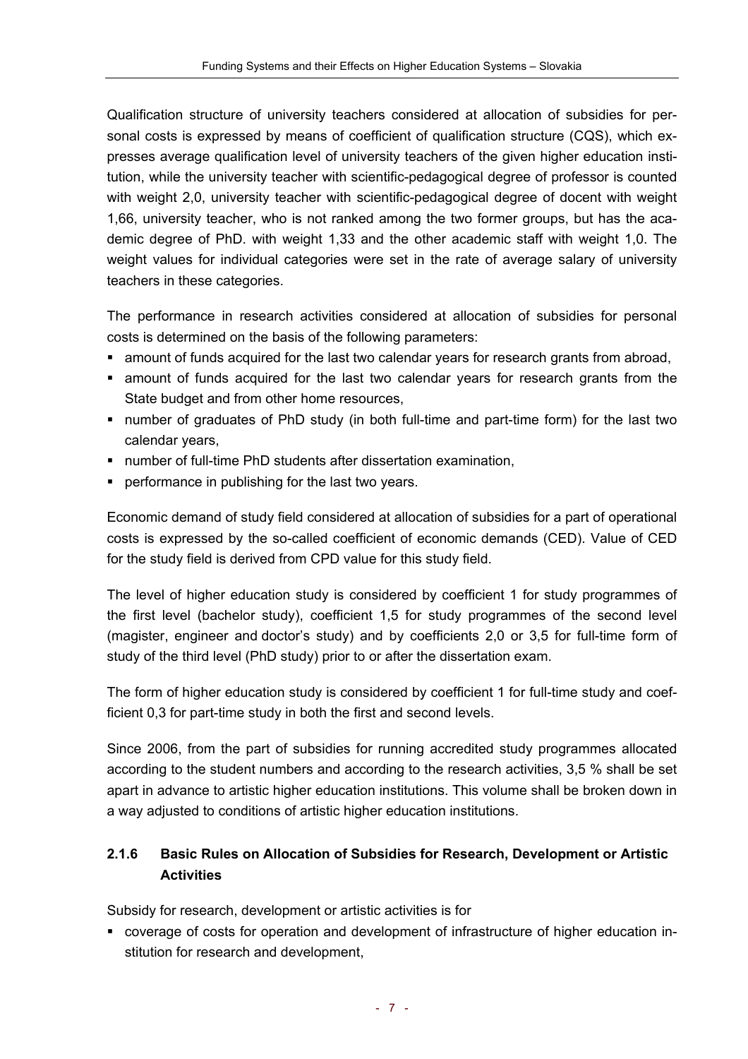Qualification structure of university teachers considered at allocation of subsidies for personal costs is expressed by means of coefficient of qualification structure (CQS), which expresses average qualification level of university teachers of the given higher education institution, while the university teacher with scientific-pedagogical degree of professor is counted with weight 2,0, university teacher with scientific-pedagogical degree of docent with weight 1,66, university teacher, who is not ranked among the two former groups, but has the academic degree of PhD. with weight 1,33 and the other academic staff with weight 1,0. The weight values for individual categories were set in the rate of average salary of university teachers in these categories.

The performance in research activities considered at allocation of subsidies for personal costs is determined on the basis of the following parameters:

- amount of funds acquired for the last two calendar years for research grants from abroad,
- amount of funds acquired for the last two calendar years for research grants from the State budget and from other home resources,
- number of graduates of PhD study (in both full-time and part-time form) for the last two calendar years,
- number of full-time PhD students after dissertation examination,
- performance in publishing for the last two years.

Economic demand of study field considered at allocation of subsidies for a part of operational costs is expressed by the so-called coefficient of economic demands (CED). Value of CED for the study field is derived from CPD value for this study field.

The level of higher education study is considered by coefficient 1 for study programmes of the first level (bachelor study), coefficient 1,5 for study programmes of the second level (magister, engineer and doctor's study) and by coefficients 2,0 or 3,5 for full-time form of study of the third level (PhD study) prior to or after the dissertation exam.

The form of higher education study is considered by coefficient 1 for full-time study and coefficient 0,3 for part-time study in both the first and second levels.

Since 2006, from the part of subsidies for running accredited study programmes allocated according to the student numbers and according to the research activities, 3,5 % shall be set apart in advance to artistic higher education institutions. This volume shall be broken down in a way adjusted to conditions of artistic higher education institutions.

#### 2.1.6 Basic Rules on Allocation of Subsidies for Research, Development or Artistic Activities

Subsidy for research, development or artistic activities is for

- coverage of costs for operation and development of infrastructure of higher education institution for research and development,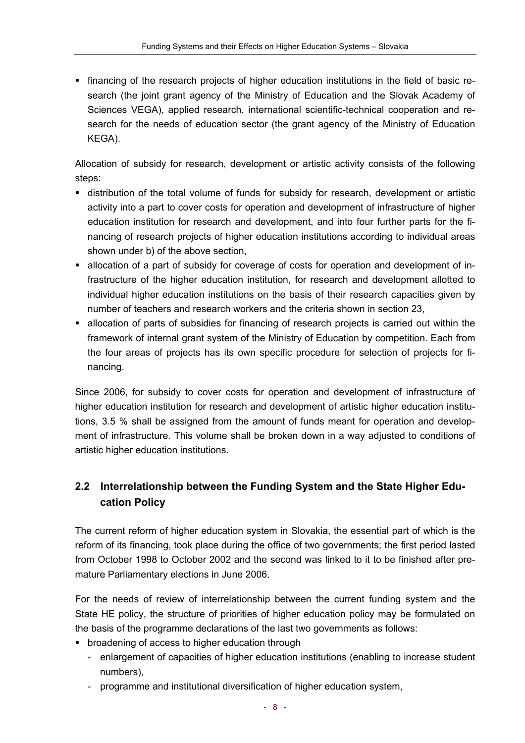- financing of the research projects of higher education institutions in the field of basic research (the joint grant agency of the Ministry of Education and the Slovak Academy of Sciences VEGA), applied research, international scientific-technical cooperation and research for the needs of education sector (the grant agency of the Ministry of Education KEGA).

Allocation of subsidy for research, development or artistic activity consists of the following steps:

- distribution of the total volume of funds for subsidy for research, development or artistic activity into a part to cover costs for operation and development of infrastructure of higher education institution for research and development, and into four further parts for the financing of research projects of higher education institutions according to individual areas shown under b) of the above section,
- allocation of a part of subsidy for coverage of costs for operation and development of infrastructure of the higher education institution, for research and development allotted to individual higher education institutions on the basis of their research capacities given by number of teachers and research workers and the criteria shown in section 23,
- allocation of parts of subsidies for financing of research projects is carried out within the framework of internal grant system of the Ministry of Education by competition. Each from the four areas of projects has its own specific procedure for selection of projects for financing.

Since 2006, for subsidy to cover costs for operation and development of infrastructure of higher education institution for research and development of artistic higher education institutions, 3.5 % shall be assigned from the amount of funds meant for operation and development of infrastructure. This volume shall be broken down in a way adjusted to conditions of artistic higher education institutions.

## 2.2 Interrelationship between the Funding System and the State Higher Education Policy

The current reform of higher education system in Slovakia, the essential part of which is the reform of its financing, took place during the office of two governments; the first period lasted from October 1998 to October 2002 and the second was linked to it to be finished after premature Parliamentary elections in June 2006.

For the needs of review of interrelationship between the current funding system and the State HE policy, the structure of priorities of higher education policy may be formulated on the basis of the programme declarations of the last two governments as follows:

- broadening of access to higher education through
  - enlargement of capacities of higher education institutions (enabling to increase student numbers),
  - programme and institutional diversification of higher education system,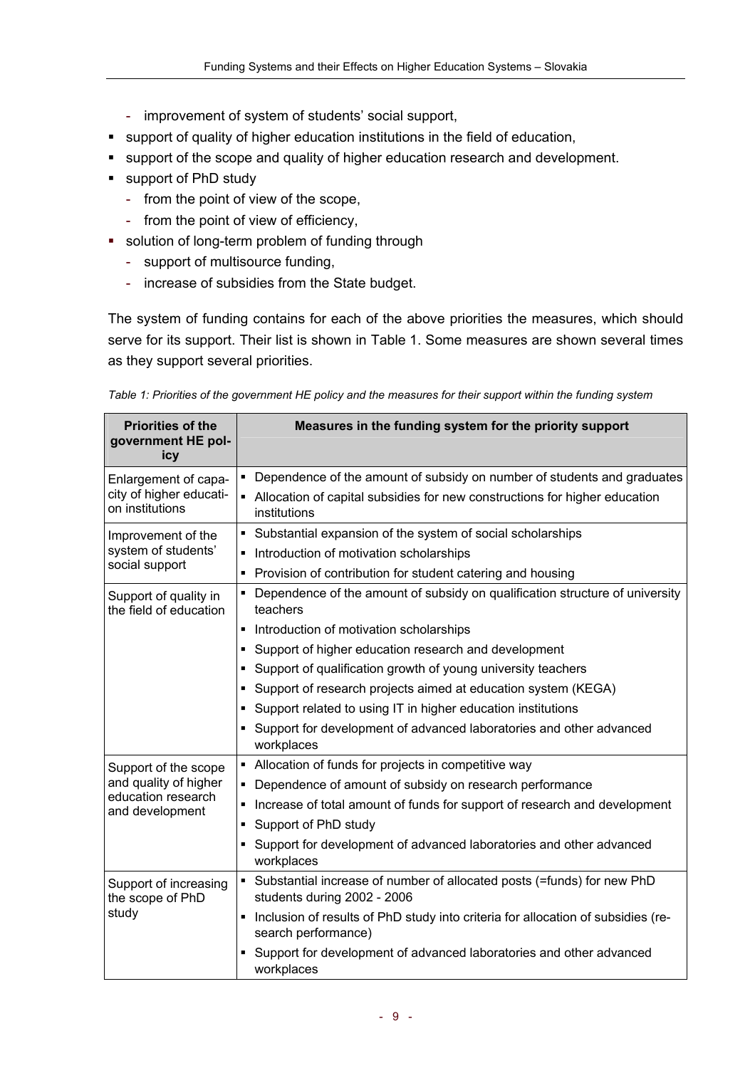- improvement of system of students' social support,
- support of quality of higher education institutions in the field of education,
- support of the scope and quality of higher education research and development.
- support of PhD study
  - from the point of view of the scope,
  - from the point of view of efficiency,
- solution of long-term problem of funding through
  - support of multisource funding,
  - increase of subsidies from the State budget.

The system of funding contains for each of the above priorities the measures, which should serve for its support. Their list is shown in Table 1. Some measures are shown several times as they support several priorities.

*Table 1: Priorities of the government HE policy and the measures for their support within the funding system*

| Priorities of the government HE policy | Measures in the funding system for the priority support |
|---|---|
| Enlargement of capacity of higher education institutions | ▪ Dependence of the amount of subsidy on number of students and graduates<br>▪ Allocation of capital subsidies for new constructions for higher education institutions |
| Improvement of the system of students' social support | ▪ Substantial expansion of the system of social scholarships<br>▪ Introduction of motivation scholarships<br>▪ Provision of contribution for student catering and housing |
| Support of quality in the field of education | ▪ Dependence of the amount of subsidy on qualification structure of university teachers<br>▪ Introduction of motivation scholarships<br>▪ Support of higher education research and development<br>▪ Support of qualification growth of young university teachers<br>▪ Support of research projects aimed at education system (KEGA)<br>▪ Support related to using IT in higher education institutions<br>▪ Support for development of advanced laboratories and other advanced workplaces |
| Support of the scope and quality of higher education research and development | ▪ Allocation of funds for projects in competitive way<br>▪ Dependence of amount of subsidy on research performance<br>▪ Increase of total amount of funds for support of research and development<br>▪ Support of PhD study<br>▪ Support for development of advanced laboratories and other advanced workplaces |
| Support of increasing the scope of PhD study | ▪ Substantial increase of number of allocated posts (=funds) for new PhD students during 2002 - 2006<br>▪ Inclusion of results of PhD study into criteria for allocation of subsidies (research performance)<br>▪ Support for development of advanced laboratories and other advanced workplaces |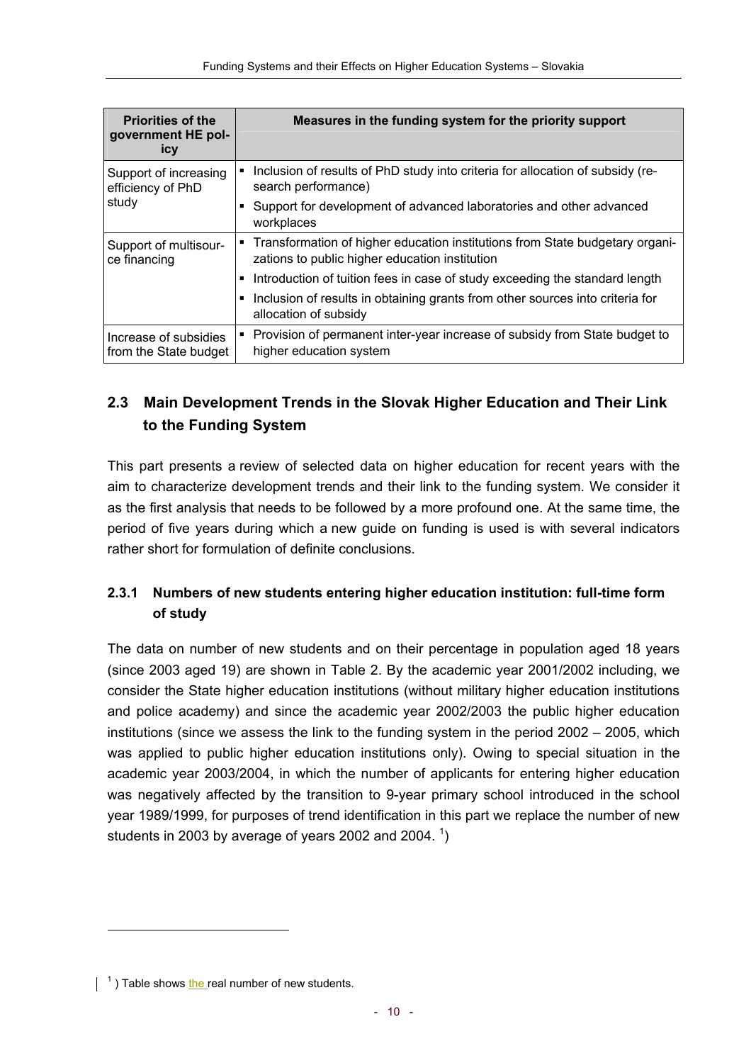| Priorities of the government HE policy | Measures in the funding system for the priority support |
|---|---|
| Support of increasing efficiency of PhD study | ▪ Inclusion of results of PhD study into criteria for allocation of subsidy (research performance)<br>▪ Support for development of advanced laboratories and other advanced workplaces |
| Support of multisource financing | ▪ Transformation of higher education institutions from State budgetary organizations to public higher education institution<br>▪ Introduction of tuition fees in case of study exceeding the standard length<br>▪ Inclusion of results in obtaining grants from other sources into criteria for allocation of subsidy |
| Increase of subsidies from the State budget | ▪ Provision of permanent inter-year increase of subsidy from State budget to higher education system |

## 2.3 Main Development Trends in the Slovak Higher Education and Their Link to the Funding System

This part presents a review of selected data on higher education for recent years with the aim to characterize development trends and their link to the funding system. We consider it as the first analysis that needs to be followed by a more profound one. At the same time, the period of five years during which a new guide on funding is used is with several indicators rather short for formulation of definite conclusions.

### 2.3.1 Numbers of new students entering higher education institution: full-time form of study

The data on number of new students and on their percentage in population aged 18 years (since 2003 aged 19) are shown in Table 2. By the academic year 2001/2002 including, we consider the State higher education institutions (without military higher education institutions and police academy) and since the academic year 2002/2003 the public higher education institutions (since we assess the link to the funding system in the period 2002 – 2005, which was applied to public higher education institutions only). Owing to special situation in the academic year 2003/2004, in which the number of applicants for entering higher education was negatively affected by the transition to 9-year primary school introduced in the school year 1989/1999, for purposes of trend identification in this part we replace the number of new students in 2003 by average of years 2002 and 2004. [1])

[1] ) Table shows the real number of new students.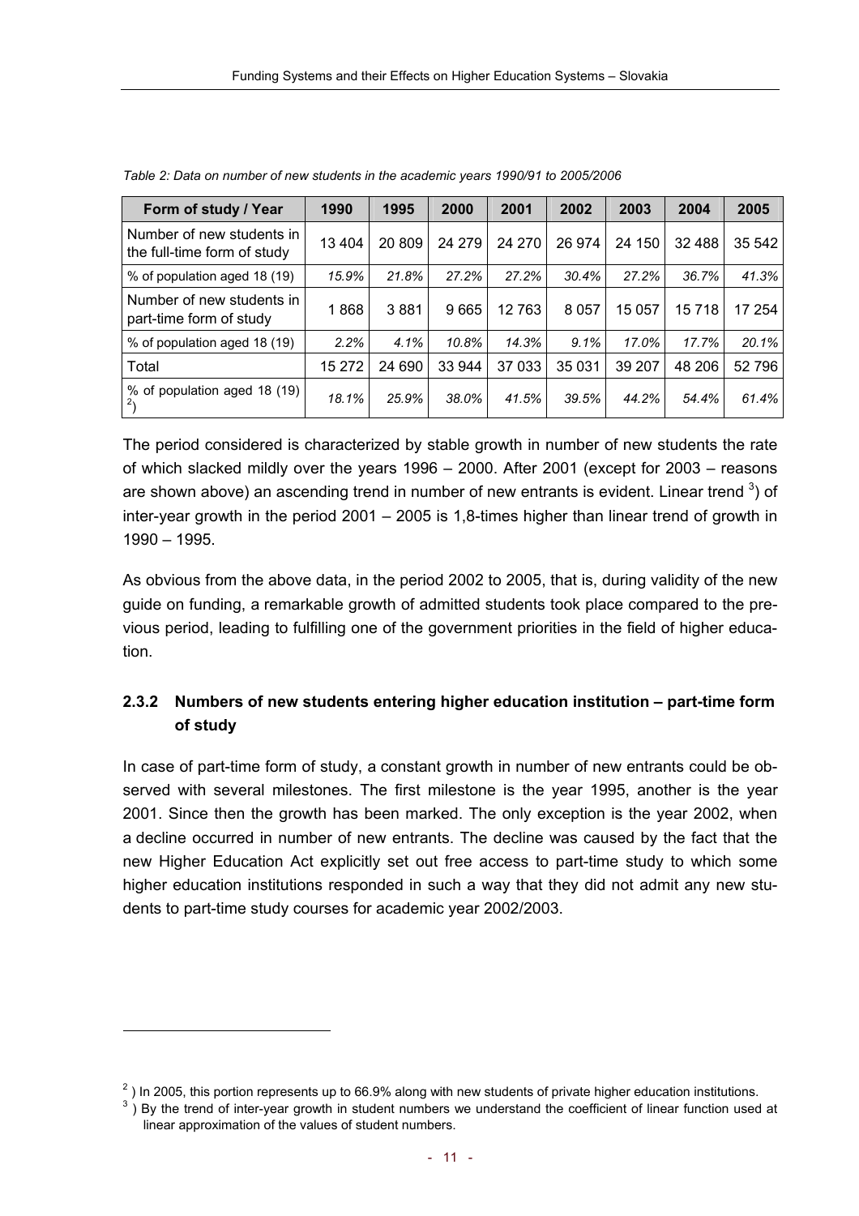*Table 2: Data on number of new students in the academic years 1990/91 to 2005/2006*

| Form of study / Year | 1990 | 1995 | 2000 | 2001 | 2002 | 2003 | 2004 | 2005 |
|---|---|---|---|---|---|---|---|---|
| Number of new students in the full-time form of study | 13 404 | 20 809 | 24 279 | 24 270 | 26 974 | 24 150 | 32 488 | 35 542 |
| % of population aged 18 (19) | *15.9%* | *21.8%* | *27.2%* | *27.2%* | *30.4%* | *27.2%* | *36.7%* | *41.3%* |
| Number of new students in part-time form of study | 1 868 | 3 881 | 9 665 | 12 763 | 8 057 | 15 057 | 15 718 | 17 254 |
| % of population aged 18 (19) | *2.2%* | *4.1%* | *10.8%* | *14.3%* | *9.1%* | *17.0%* | *17.7%* | *20.1%* |
| Total | 15 272 | 24 690 | 33 944 | 37 033 | 35 031 | 39 207 | 48 206 | 52 796 |
| % of population aged 18 (19) [2]) | *18.1%* | *25.9%* | *38.0%* | *41.5%* | *39.5%* | *44.2%* | *54.4%* | *61.4%* |

The period considered is characterized by stable growth in number of new students the rate of which slacked mildly over the years 1996 – 2000. After 2001 (except for 2003 – reasons are shown above) an ascending trend in number of new entrants is evident. Linear trend [3]) of inter-year growth in the period 2001 – 2005 is 1,8-times higher than linear trend of growth in 1990 – 1995.

As obvious from the above data, in the period 2002 to 2005, that is, during validity of the new guide on funding, a remarkable growth of admitted students took place compared to the previous period, leading to fulfilling one of the government priorities in the field of higher education.

### 2.3.2 Numbers of new students entering higher education institution – part-time form of study

In case of part-time form of study, a constant growth in number of new entrants could be observed with several milestones. The first milestone is the year 1995, another is the year 2001. Since then the growth has been marked. The only exception is the year 2002, when a decline occurred in number of new entrants. The decline was caused by the fact that the new Higher Education Act explicitly set out free access to part-time study to which some higher education institutions responded in such a way that they did not admit any new students to part-time study courses for academic year 2002/2003.

---

[2]) In 2005, this portion represents up to 66.9% along with new students of private higher education institutions.

[3]) By the trend of inter-year growth in student numbers we understand the coefficient of linear function used at linear approximation of the values of student numbers.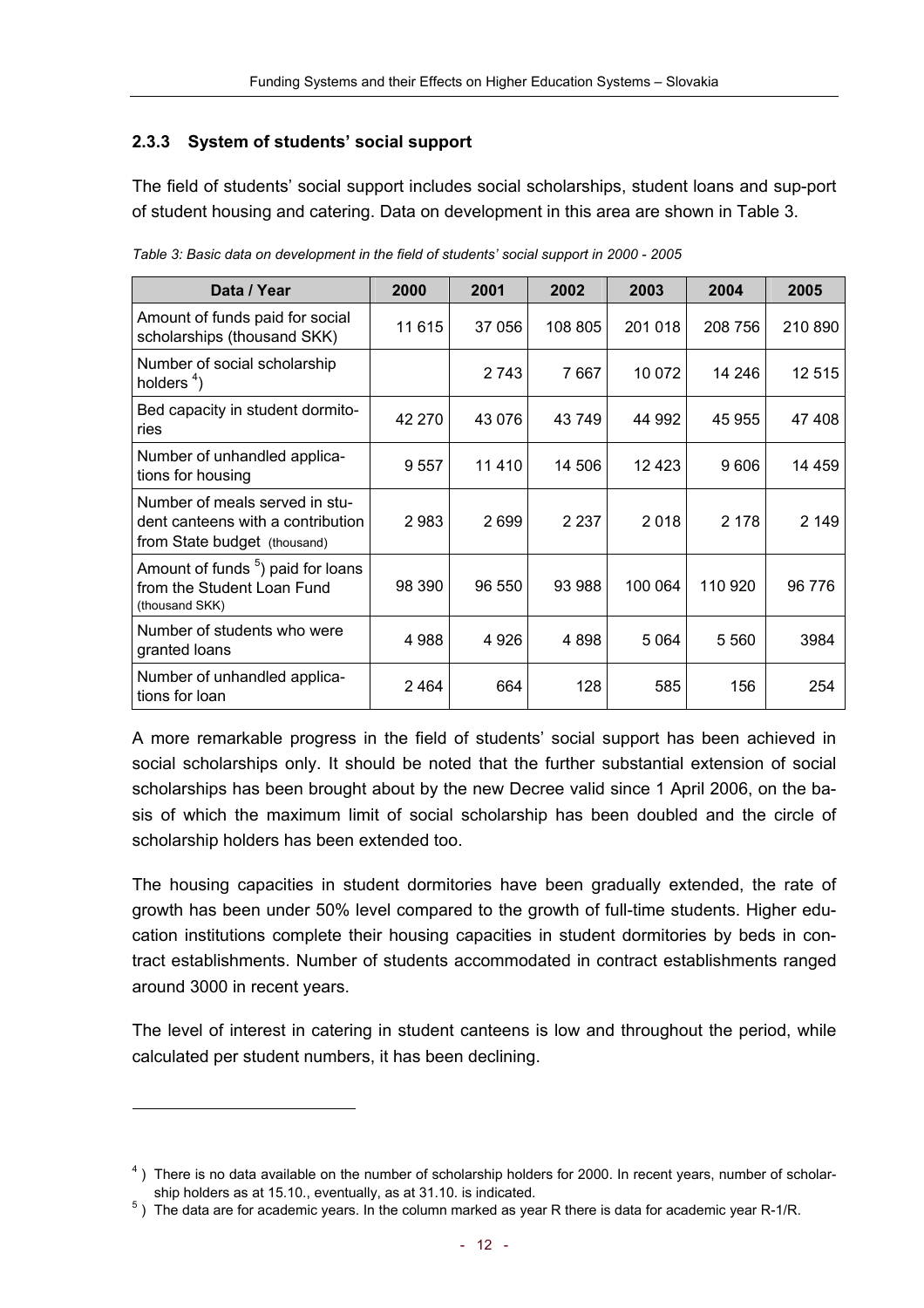### 2.3.3 System of students' social support

The field of students' social support includes social scholarships, student loans and sup-port of student housing and catering. Data on development in this area are shown in Table 3.

*Table 3: Basic data on development in the field of students' social support in 2000 - 2005*

| Data / Year | 2000 | 2001 | 2002 | 2003 | 2004 | 2005 |
|---|---|---|---|---|---|---|
| Amount of funds paid for social scholarships (thousand SKK) | 11 615 | 37 056 | 108 805 | 201 018 | 208 756 | 210 890 |
| Number of social scholarship holders [4] | | 2 743 | 7 667 | 10 072 | 14 246 | 12 515 |
| Bed capacity in student dormitories | 42 270 | 43 076 | 43 749 | 44 992 | 45 955 | 47 408 |
| Number of unhandled applications for housing | 9 557 | 11 410 | 14 506 | 12 423 | 9 606 | 14 459 |
| Number of meals served in student canteens with a contribution from State budget (thousand) | 2 983 | 2 699 | 2 237 | 2 018 | 2 178 | 2 149 |
| Amount of funds [5] paid for loans from the Student Loan Fund (thousand SKK) | 98 390 | 96 550 | 93 988 | 100 064 | 110 920 | 96 776 |
| Number of students who were granted loans | 4 988 | 4 926 | 4 898 | 5 064 | 5 560 | 3984 |
| Number of unhandled applications for loan | 2 464 | 664 | 128 | 585 | 156 | 254 |

A more remarkable progress in the field of students' social support has been achieved in social scholarships only. It should be noted that the further substantial extension of social scholarships has been brought about by the new Decree valid since 1 April 2006, on the basis of which the maximum limit of social scholarship has been doubled and the circle of scholarship holders has been extended too.

The housing capacities in student dormitories have been gradually extended, the rate of growth has been under 50% level compared to the growth of full-time students. Higher education institutions complete their housing capacities in student dormitories by beds in contract establishments. Number of students accommodated in contract establishments ranged around 3000 in recent years.

The level of interest in catering in student canteens is low and throughout the period, while calculated per student numbers, it has been declining.

---

[4] ) There is no data available on the number of scholarship holders for 2000. In recent years, number of scholarship holders as at 15.10., eventually, as at 31.10. is indicated.

[5] ) The data are for academic years. In the column marked as year R there is data for academic year R-1/R.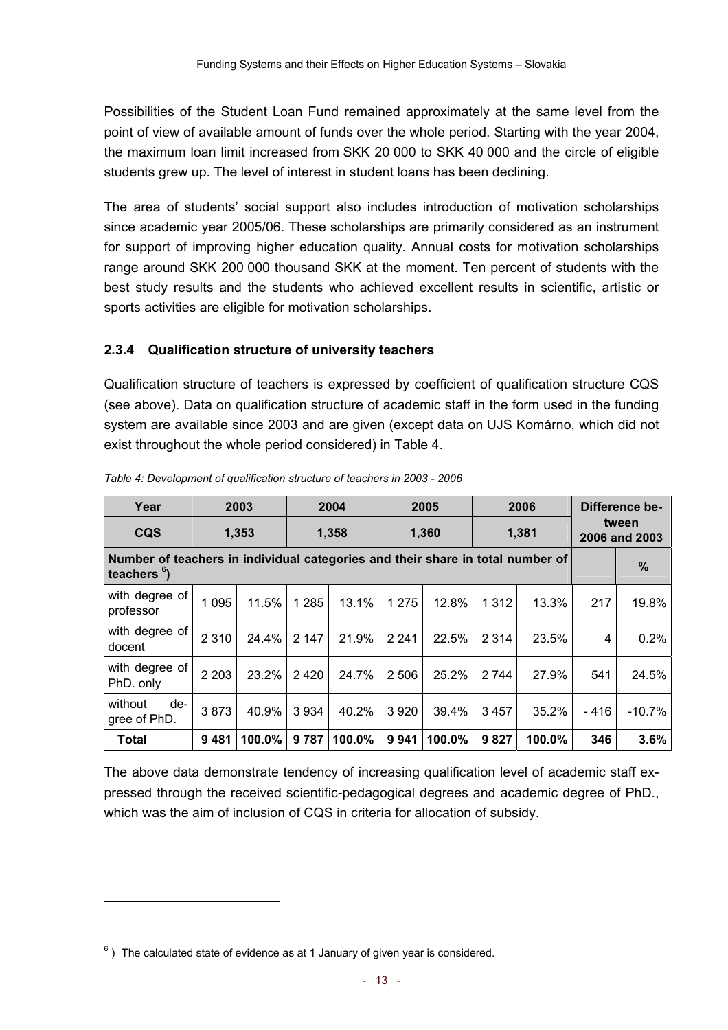Possibilities of the Student Loan Fund remained approximately at the same level from the point of view of available amount of funds over the whole period. Starting with the year 2004, the maximum loan limit increased from SKK 20 000 to SKK 40 000 and the circle of eligible students grew up. The level of interest in student loans has been declining.

The area of students' social support also includes introduction of motivation scholarships since academic year 2005/06. These scholarships are primarily considered as an instrument for support of improving higher education quality. Annual costs for motivation scholarships range around SKK 200 000 thousand SKK at the moment. Ten percent of students with the best study results and the students who achieved excellent results in scientific, artistic or sports activities are eligible for motivation scholarships.

### 2.3.4 Qualification structure of university teachers

Qualification structure of teachers is expressed by coefficient of qualification structure CQS (see above). Data on qualification structure of academic staff in the form used in the funding system are available since 2003 and are given (except data on UJS Komárno, which did not exist throughout the whole period considered) in Table 4.

*Table 4: Development of qualification structure of teachers in 2003 - 2006*

| Year | 2003 | | 2004 | | 2005 | | 2006 | | Difference between 2006 and 2003 | |
|---|---|---|---|---|---|---|---|---|---|---|
| CQS | 1,353 | | 1,358 | | 1,360 | | 1,381 | | | |
| Number of teachers in individual categories and their share in total number of teachers [6]) | | | | | | | | | | % |
| with degree of professor | 1 095 | 11.5% | 1 285 | 13.1% | 1 275 | 12.8% | 1 312 | 13.3% | 217 | 19.8% |
| with degree of docent | 2 310 | 24.4% | 2 147 | 21.9% | 2 241 | 22.5% | 2 314 | 23.5% | 4 | 0.2% |
| with degree of PhD. only | 2 203 | 23.2% | 2 420 | 24.7% | 2 506 | 25.2% | 2 744 | 27.9% | 541 | 24.5% |
| without degree of PhD. | 3 873 | 40.9% | 3 934 | 40.2% | 3 920 | 39.4% | 3 457 | 35.2% | - 416 | -10.7% |
| **Total** | **9 481** | **100.0%** | **9 787** | **100.0%** | **9 941** | **100.0%** | **9 827** | **100.0%** | **346** | **3.6%** |

The above data demonstrate tendency of increasing qualification level of academic staff expressed through the received scientific-pedagogical degrees and academic degree of PhD., which was the aim of inclusion of CQS in criteria for allocation of subsidy.

[6]) The calculated state of evidence as at 1 January of given year is considered.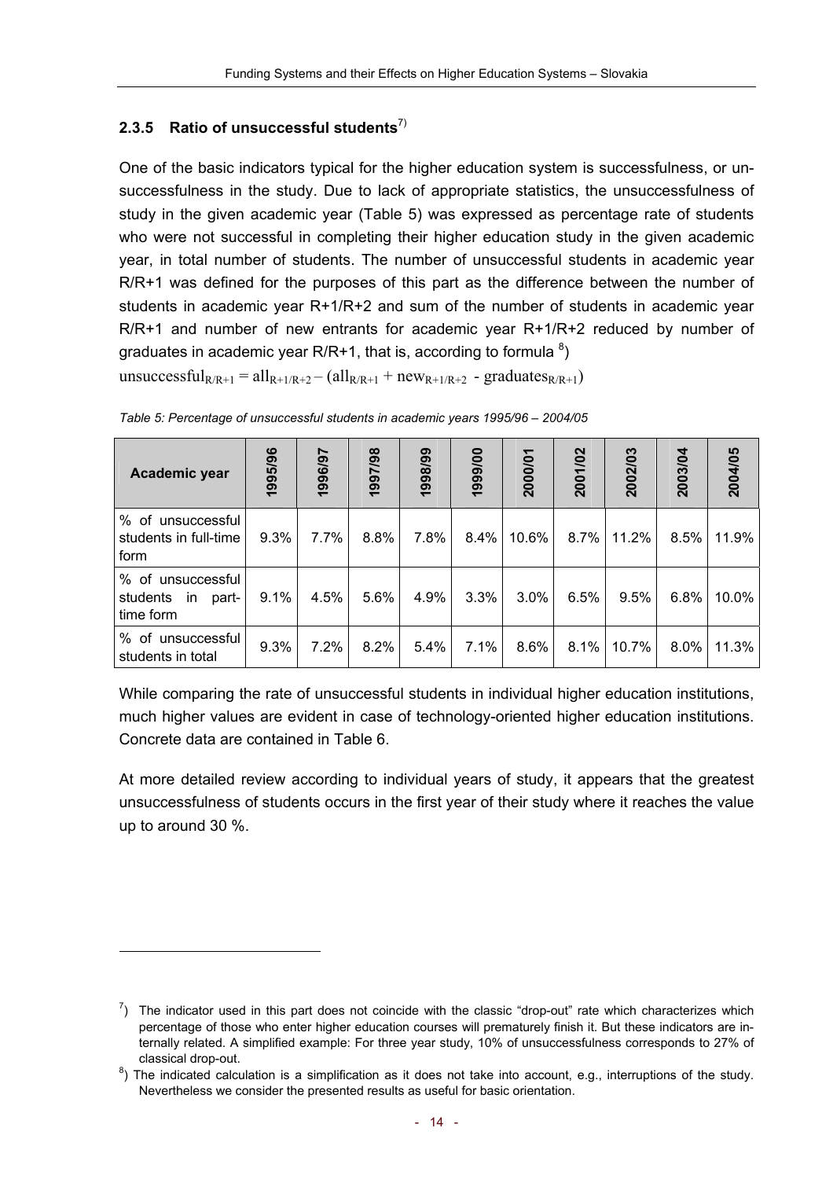### 2.3.5 Ratio of unsuccessful students[7]

One of the basic indicators typical for the higher education system is successfulness, or unsuccessfulness in the study. Due to lack of appropriate statistics, the unsuccessfulness of study in the given academic year (Table 5) was expressed as percentage rate of students who were not successful in completing their higher education study in the given academic year, in total number of students. The number of unsuccessful students in academic year R/R+1 was defined for the purposes of this part as the difference between the number of students in academic year R+1/R+2 and sum of the number of students in academic year R/R+1 and number of new entrants for academic year R+1/R+2 reduced by number of graduates in academic year R/R+1, that is, according to formula [8])

$$\text{unsuccessful}_{R/R+1} = \text{all}_{R+1/R+2} - (\text{all}_{R/R+1} + \text{new}_{R+1/R+2} - \text{graduates}_{R/R+1})$$

*Table 5: Percentage of unsuccessful students in academic years 1995/96 – 2004/05*

| Academic year | 1995/96 | 1996/97 | 1997/98 | 1998/99 | 1999/00 | 2000/01 | 2001/02 | 2002/03 | 2003/04 | 2004/05 |
|---|---|---|---|---|---|---|---|---|---|---|
| % of unsuccessful students in full-time form | 9.3% | 7.7% | 8.8% | 7.8% | 8.4% | 10.6% | 8.7% | 11.2% | 8.5% | 11.9% |
| % of unsuccessful students in part-time form | 9.1% | 4.5% | 5.6% | 4.9% | 3.3% | 3.0% | 6.5% | 9.5% | 6.8% | 10.0% |
| % of unsuccessful students in total | 9.3% | 7.2% | 8.2% | 5.4% | 7.1% | 8.6% | 8.1% | 10.7% | 8.0% | 11.3% |

While comparing the rate of unsuccessful students in individual higher education institutions, much higher values are evident in case of technology-oriented higher education institutions. Concrete data are contained in Table 6.

At more detailed review according to individual years of study, it appears that the greatest unsuccessfulness of students occurs in the first year of their study where it reaches the value up to around 30 %.

---

[7]) The indicator used in this part does not coincide with the classic "drop-out" rate which characterizes which percentage of those who enter higher education courses will prematurely finish it. But these indicators are internally related. A simplified example: For three year study, 10% of unsuccessfulness corresponds to 27% of classical drop-out.

[8]) The indicated calculation is a simplification as it does not take into account, e.g., interruptions of the study. Nevertheless we consider the presented results as useful for basic orientation.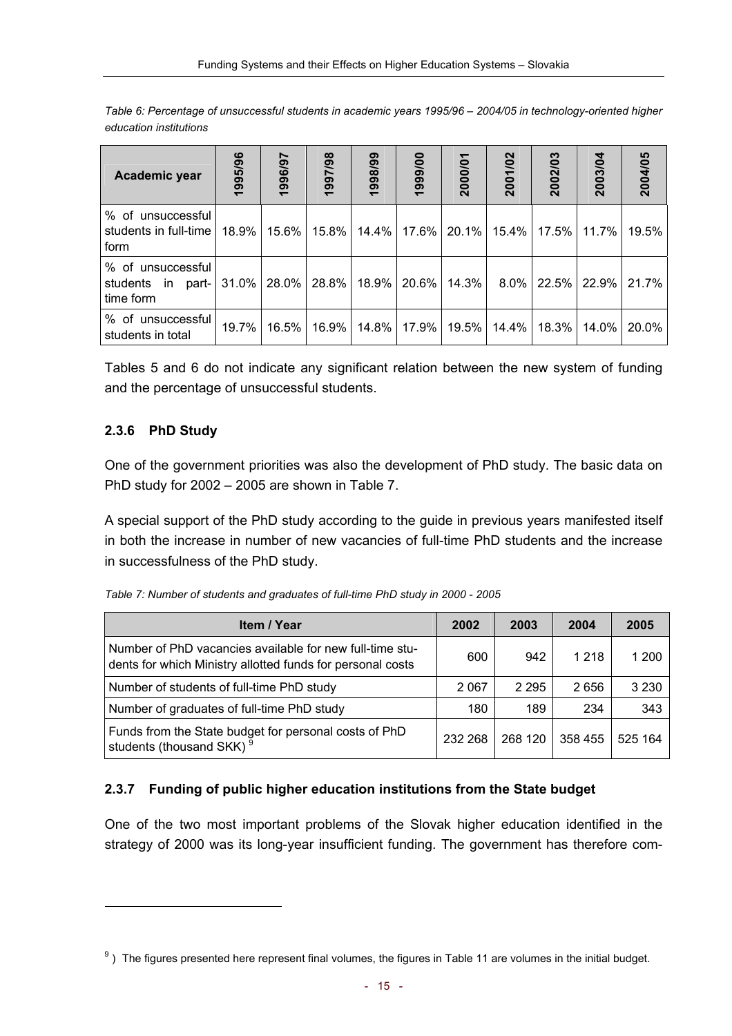*Table 6: Percentage of unsuccessful students in academic years 1995/96 – 2004/05 in technology-oriented higher education institutions*

| Academic year | 1995/96 | 1996/97 | 1997/98 | 1998/99 | 1999/00 | 2000/01 | 2001/02 | 2002/03 | 2003/04 | 2004/05 |
|---|---|---|---|---|---|---|---|---|---|---|
| % of unsuccessful students in full-time form | 18.9% | 15.6% | 15.8% | 14.4% | 17.6% | 20.1% | 15.4% | 17.5% | 11.7% | 19.5% |
| % of unsuccessful students in part-time form | 31.0% | 28.0% | 28.8% | 18.9% | 20.6% | 14.3% | 8.0% | 22.5% | 22.9% | 21.7% |
| % of unsuccessful students in total | 19.7% | 16.5% | 16.9% | 14.8% | 17.9% | 19.5% | 14.4% | 18.3% | 14.0% | 20.0% |

Tables 5 and 6 do not indicate any significant relation between the new system of funding and the percentage of unsuccessful students.

### 2.3.6 PhD Study

One of the government priorities was also the development of PhD study. The basic data on PhD study for 2002 – 2005 are shown in Table 7.

A special support of the PhD study according to the guide in previous years manifested itself in both the increase in number of new vacancies of full-time PhD students and the increase in successfulness of the PhD study.

*Table 7: Number of students and graduates of full-time PhD study in 2000 - 2005*

| Item / Year | 2002 | 2003 | 2004 | 2005 |
|---|---|---|---|---|
| Number of PhD vacancies available for new full-time students for which Ministry allotted funds for personal costs | 600 | 942 | 1 218 | 1 200 |
| Number of students of full-time PhD study | 2 067 | 2 295 | 2 656 | 3 230 |
| Number of graduates of full-time PhD study | 180 | 189 | 234 | 343 |
| Funds from the State budget for personal costs of PhD students (thousand SKK) [9] | 232 268 | 268 120 | 358 455 | 525 164 |

### 2.3.7 Funding of public higher education institutions from the State budget

One of the two most important problems of the Slovak higher education identified in the strategy of 2000 was its long-year insufficient funding. The government has therefore com-

[9] ) The figures presented here represent final volumes, the figures in Table 11 are volumes in the initial budget.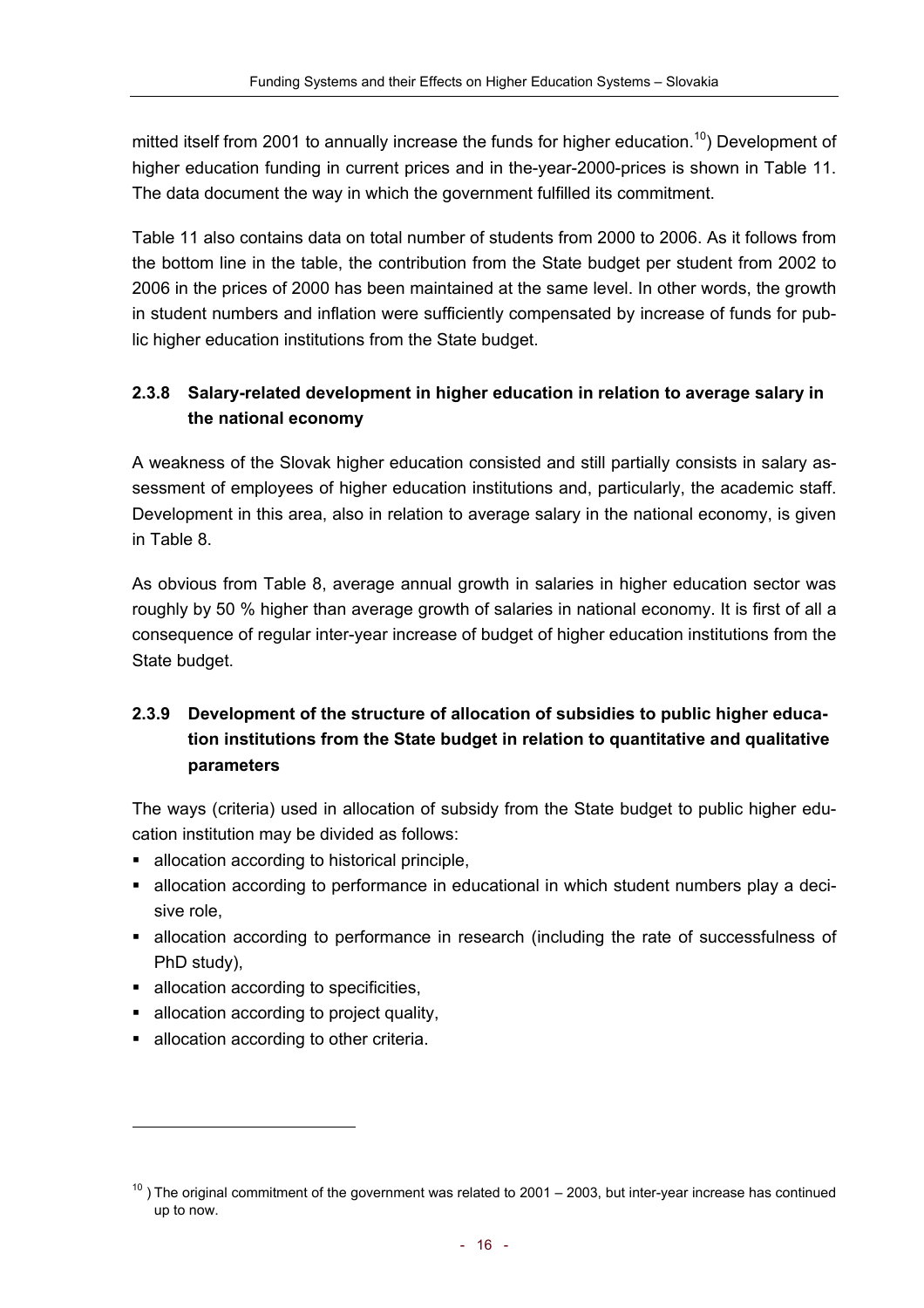mitted itself from 2001 to annually increase the funds for higher education.[10]) Development of higher education funding in current prices and in the-year-2000-prices is shown in Table 11. The data document the way in which the government fulfilled its commitment.

Table 11 also contains data on total number of students from 2000 to 2006. As it follows from the bottom line in the table, the contribution from the State budget per student from 2002 to 2006 in the prices of 2000 has been maintained at the same level. In other words, the growth in student numbers and inflation were sufficiently compensated by increase of funds for public higher education institutions from the State budget.

### 2.3.8 Salary-related development in higher education in relation to average salary in the national economy

A weakness of the Slovak higher education consisted and still partially consists in salary assessment of employees of higher education institutions and, particularly, the academic staff. Development in this area, also in relation to average salary in the national economy, is given in Table 8.

As obvious from Table 8, average annual growth in salaries in higher education sector was roughly by 50 % higher than average growth of salaries in national economy. It is first of all a consequence of regular inter-year increase of budget of higher education institutions from the State budget.

### 2.3.9 Development of the structure of allocation of subsidies to public higher education institutions from the State budget in relation to quantitative and qualitative parameters

The ways (criteria) used in allocation of subsidy from the State budget to public higher education institution may be divided as follows:

- allocation according to historical principle,
- allocation according to performance in educational in which student numbers play a decisive role,
- allocation according to performance in research (including the rate of successfulness of PhD study),
- allocation according to specificities,
- allocation according to project quality,
- allocation according to other criteria.

---

[10] ) The original commitment of the government was related to 2001 – 2003, but inter-year increase has continued up to now.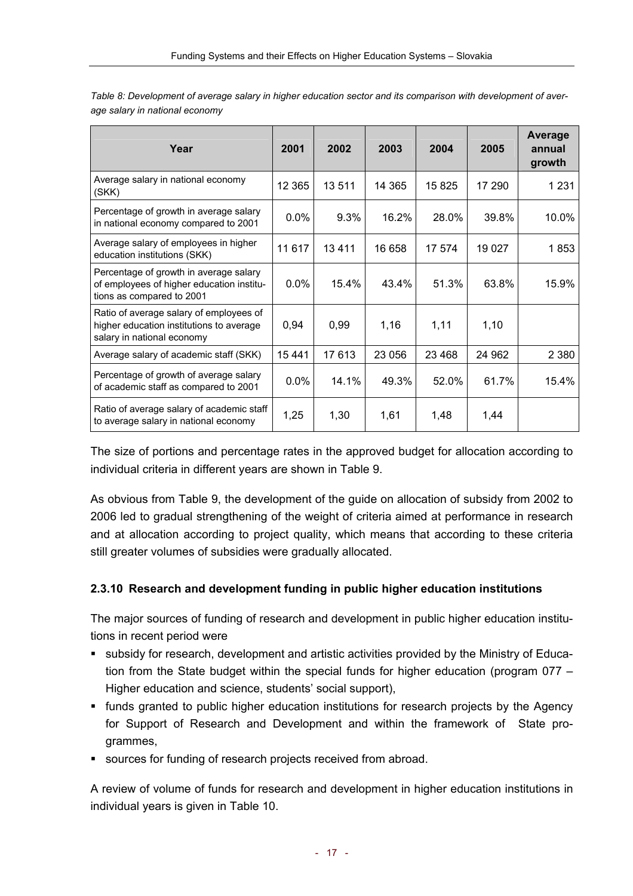*Table 8: Development of average salary in higher education sector and its comparison with development of average salary in national economy*

| Year | 2001 | 2002 | 2003 | 2004 | 2005 | Average annual growth |
|---|---|---|---|---|---|---|
| Average salary in national economy (SKK) | 12 365 | 13 511 | 14 365 | 15 825 | 17 290 | 1 231 |
| Percentage of growth in average salary in national economy compared to 2001 | 0.0% | 9.3% | 16.2% | 28.0% | 39.8% | 10.0% |
| Average salary of employees in higher education institutions (SKK) | 11 617 | 13 411 | 16 658 | 17 574 | 19 027 | 1 853 |
| Percentage of growth in average salary of employees of higher education institutions as compared to 2001 | 0.0% | 15.4% | 43.4% | 51.3% | 63.8% | 15.9% |
| Ratio of average salary of employees of higher education institutions to average salary in national economy | 0,94 | 0,99 | 1,16 | 1,11 | 1,10 | |
| Average salary of academic staff (SKK) | 15 441 | 17 613 | 23 056 | 23 468 | 24 962 | 2 380 |
| Percentage of growth of average salary of academic staff as compared to 2001 | 0.0% | 14.1% | 49.3% | 52.0% | 61.7% | 15.4% |
| Ratio of average salary of academic staff to average salary in national economy | 1,25 | 1,30 | 1,61 | 1,48 | 1,44 | |

The size of portions and percentage rates in the approved budget for allocation according to individual criteria in different years are shown in Table 9.

As obvious from Table 9, the development of the guide on allocation of subsidy from 2002 to 2006 led to gradual strengthening of the weight of criteria aimed at performance in research and at allocation according to project quality, which means that according to these criteria still greater volumes of subsidies were gradually allocated.

### 2.3.10 Research and development funding in public higher education institutions

The major sources of funding of research and development in public higher education institutions in recent period were

- subsidy for research, development and artistic activities provided by the Ministry of Education from the State budget within the special funds for higher education (program 077 – Higher education and science, students' social support),
- funds granted to public higher education institutions for research projects by the Agency for Support of Research and Development and within the framework of State programmes,
- sources for funding of research projects received from abroad.

A review of volume of funds for research and development in higher education institutions in individual years is given in Table 10.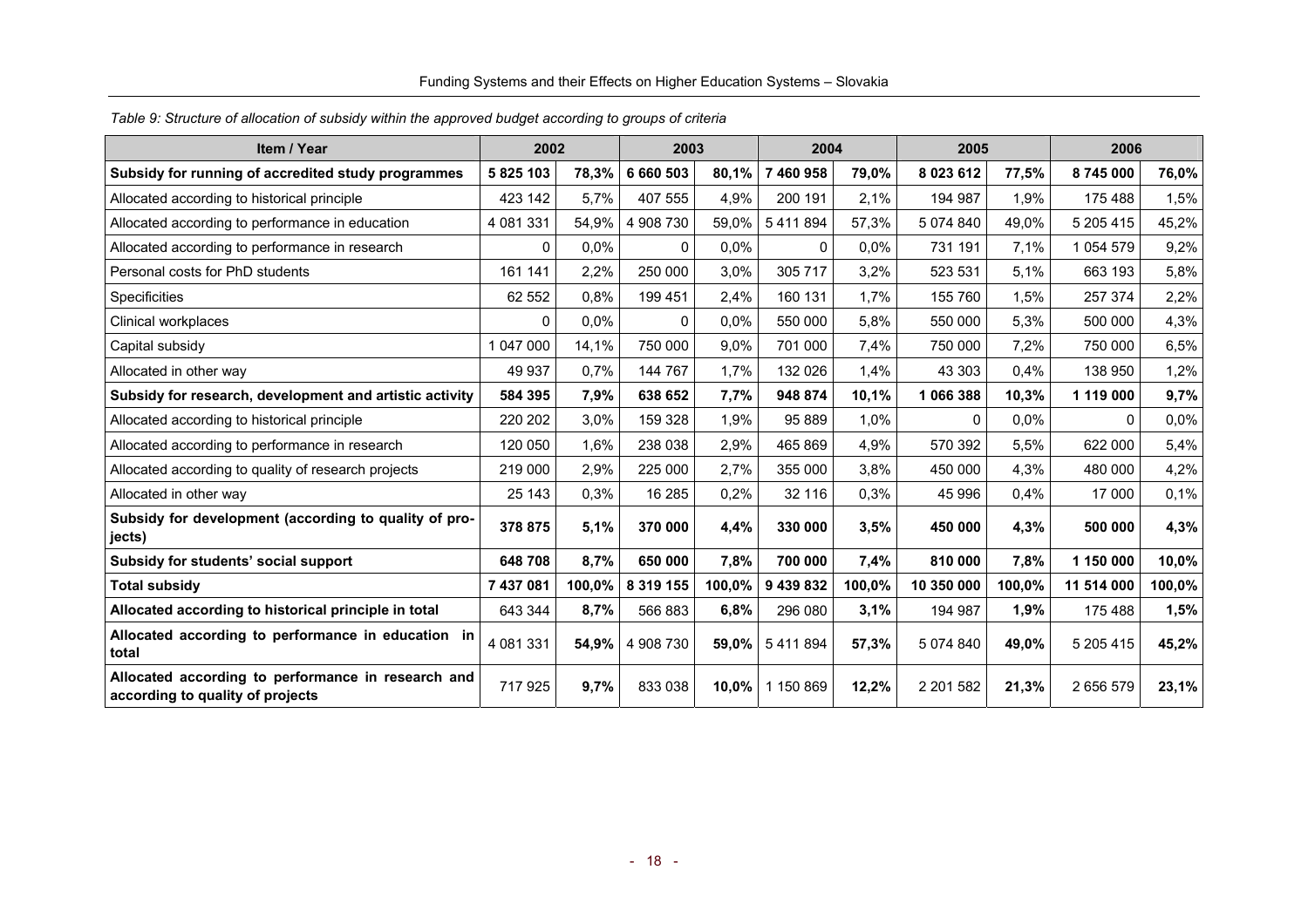*Table 9: Structure of allocation of subsidy within the approved budget according to groups of criteria*

| Item / Year | 2002 | | 2003 | | 2004 | | 2005 | | 2006 | |
|---|---|---|---|---|---|---|---|---|---|---|
| **Subsidy for running of accredited study programmes** | **5 825 103** | **78,3%** | **6 660 503** | **80,1%** | **7 460 958** | **79,0%** | **8 023 612** | **77,5%** | **8 745 000** | **76,0%** |
| Allocated according to historical principle | 423 142 | 5,7% | 407 555 | 4,9% | 200 191 | 2,1% | 194 987 | 1,9% | 175 488 | 1,5% |
| Allocated according to performance in education | 4 081 331 | 54,9% | 4 908 730 | 59,0% | 5 411 894 | 57,3% | 5 074 840 | 49,0% | 5 205 415 | 45,2% |
| Allocated according to performance in research | 0 | 0,0% | 0 | 0,0% | 0 | 0,0% | 731 191 | 7,1% | 1 054 579 | 9,2% |
| Personal costs for PhD students | 161 141 | 2,2% | 250 000 | 3,0% | 305 717 | 3,2% | 523 531 | 5,1% | 663 193 | 5,8% |
| Specificities | 62 552 | 0,8% | 199 451 | 2,4% | 160 131 | 1,7% | 155 760 | 1,5% | 257 374 | 2,2% |
| Clinical workplaces | 0 | 0,0% | 0 | 0,0% | 550 000 | 5,8% | 550 000 | 5,3% | 500 000 | 4,3% |
| Capital subsidy | 1 047 000 | 14,1% | 750 000 | 9,0% | 701 000 | 7,4% | 750 000 | 7,2% | 750 000 | 6,5% |
| Allocated in other way | 49 937 | 0,7% | 144 767 | 1,7% | 132 026 | 1,4% | 43 303 | 0,4% | 138 950 | 1,2% |
| **Subsidy for research, development and artistic activity** | **584 395** | **7,9%** | **638 652** | **7,7%** | **948 874** | **10,1%** | **1 066 388** | **10,3%** | **1 119 000** | **9,7%** |
| Allocated according to historical principle | 220 202 | 3,0% | 159 328 | 1,9% | 95 889 | 1,0% | 0 | 0,0% | 0 | 0,0% |
| Allocated according to performance in research | 120 050 | 1,6% | 238 038 | 2,9% | 465 869 | 4,9% | 570 392 | 5,5% | 622 000 | 5,4% |
| Allocated according to quality of research projects | 219 000 | 2,9% | 225 000 | 2,7% | 355 000 | 3,8% | 450 000 | 4,3% | 480 000 | 4,2% |
| Allocated in other way | 25 143 | 0,3% | 16 285 | 0,2% | 32 116 | 0,3% | 45 996 | 0,4% | 17 000 | 0,1% |
| **Subsidy for development (according to quality of projects)** | **378 875** | **5,1%** | **370 000** | **4,4%** | **330 000** | **3,5%** | **450 000** | **4,3%** | **500 000** | **4,3%** |
| **Subsidy for students' social support** | **648 708** | **8,7%** | **650 000** | **7,8%** | **700 000** | **7,4%** | **810 000** | **7,8%** | **1 150 000** | **10,0%** |
| **Total subsidy** | **7 437 081** | **100,0%** | **8 319 155** | **100,0%** | **9 439 832** | **100,0%** | **10 350 000** | **100,0%** | **11 514 000** | **100,0%** |
| **Allocated according to historical principle in total** | 643 344 | **8,7%** | 566 883 | **6,8%** | 296 080 | **3,1%** | 194 987 | **1,9%** | 175 488 | **1,5%** |
| **Allocated according to performance in education in total** | 4 081 331 | **54,9%** | 4 908 730 | **59,0%** | 5 411 894 | **57,3%** | 5 074 840 | **49,0%** | 5 205 415 | **45,2%** |
| **Allocated according to performance in research and according to quality of projects** | 717 925 | **9,7%** | 833 038 | **10,0%** | 1 150 869 | **12,2%** | 2 201 582 | **21,3%** | 2 656 579 | **23,1%** |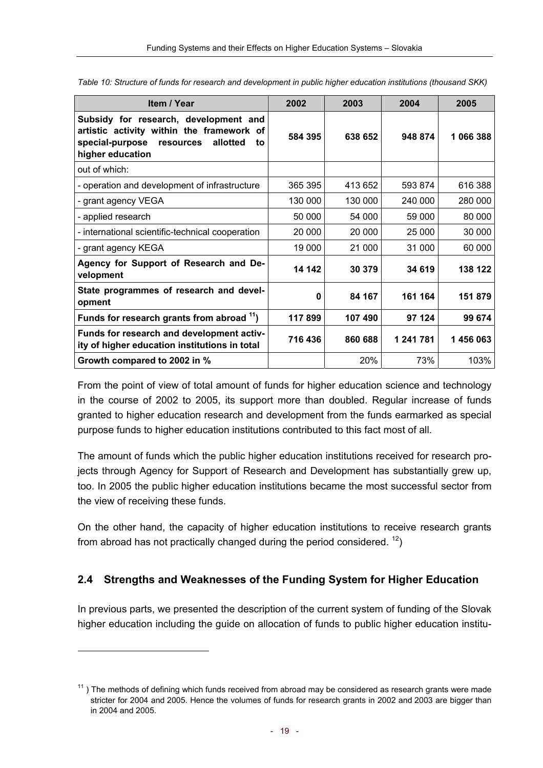*Table 10: Structure of funds for research and development in public higher education institutions (thousand SKK)*

| Item / Year | 2002 | 2003 | 2004 | 2005 |
|---|---|---|---|---|
| **Subsidy for research, development and artistic activity within the framework of special-purpose resources allotted to higher education** | **584 395** | **638 652** | **948 874** | **1 066 388** |
| out of which: | | | | |
| - operation and development of infrastructure | 365 395 | 413 652 | 593 874 | 616 388 |
| - grant agency VEGA | 130 000 | 130 000 | 240 000 | 280 000 |
| - applied research | 50 000 | 54 000 | 59 000 | 80 000 |
| - international scientific-technical cooperation | 20 000 | 20 000 | 25 000 | 30 000 |
| - grant agency KEGA | 19 000 | 21 000 | 31 000 | 60 000 |
| **Agency for Support of Research and Development** | **14 142** | **30 379** | **34 619** | **138 122** |
| **State programmes of research and development** | **0** | **84 167** | **161 164** | **151 879** |
| **Funds for research grants from abroad [11])** | **117 899** | **107 490** | **97 124** | **99 674** |
| **Funds for research and development activity of higher education institutions in total** | **716 436** | **860 688** | **1 241 781** | **1 456 063** |
| **Growth compared to 2002 in %** | | 20% | 73% | 103% |

From the point of view of total amount of funds for higher education science and technology in the course of 2002 to 2005, its support more than doubled. Regular increase of funds granted to higher education research and development from the funds earmarked as special purpose funds to higher education institutions contributed to this fact most of all.

The amount of funds which the public higher education institutions received for research projects through Agency for Support of Research and Development has substantially grew up, too. In 2005 the public higher education institutions became the most successful sector from the view of receiving these funds.

On the other hand, the capacity of higher education institutions to receive research grants from abroad has not practically changed during the period considered. [12])

## 2.4 Strengths and Weaknesses of the Funding System for Higher Education

In previous parts, we presented the description of the current system of funding of the Slovak higher education including the guide on allocation of funds to public higher education institu-

[11]) The methods of defining which funds received from abroad may be considered as research grants were made stricter for 2004 and 2005. Hence the volumes of funds for research grants in 2002 and 2003 are bigger than in 2004 and 2005.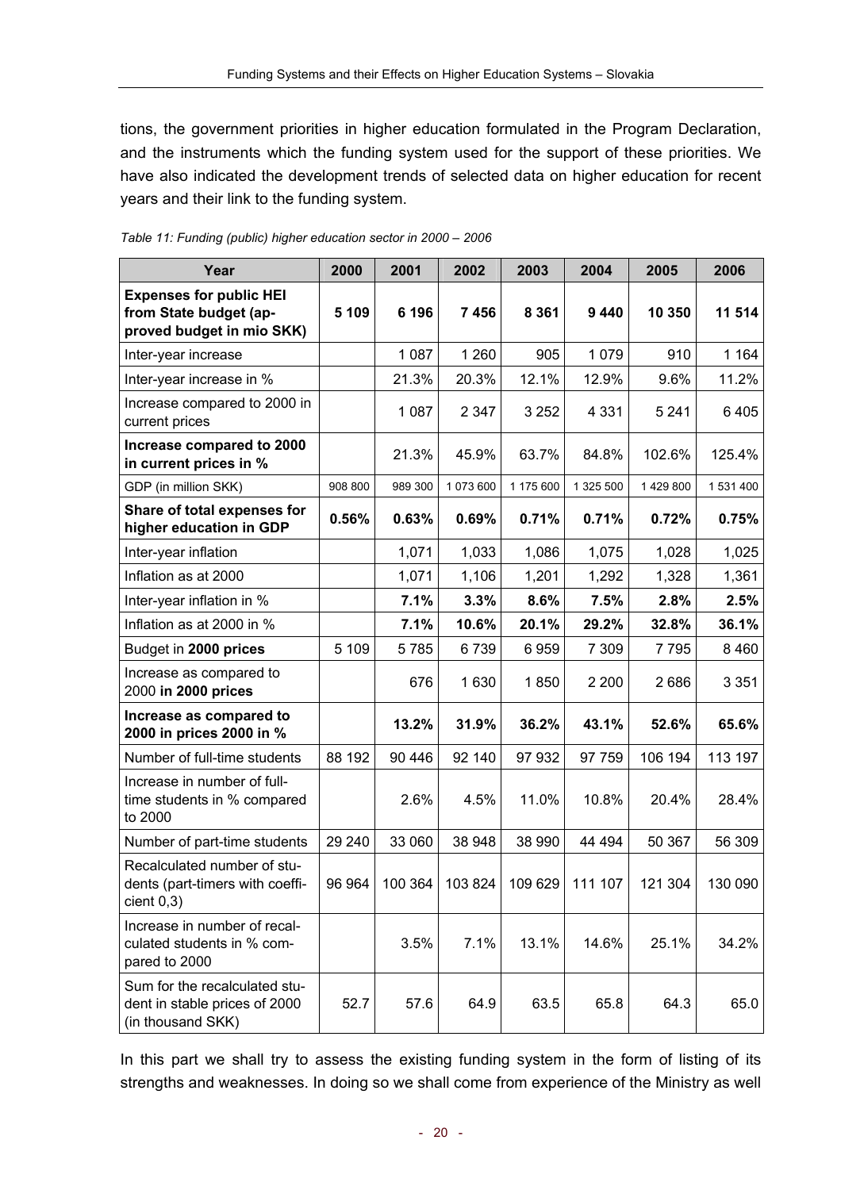tions, the government priorities in higher education formulated in the Program Declaration, and the instruments which the funding system used for the support of these priorities. We have also indicated the development trends of selected data on higher education for recent years and their link to the funding system.

*Table 11: Funding (public) higher education sector in 2000 – 2006*

| Year | 2000 | 2001 | 2002 | 2003 | 2004 | 2005 | 2006 |
|---|---|---|---|---|---|---|---|
| **Expenses for public HEI from State budget (approved budget in mio SKK)** | **5 109** | **6 196** | **7 456** | **8 361** | **9 440** | **10 350** | **11 514** |
| Inter-year increase | | 1 087 | 1 260 | 905 | 1 079 | 910 | 1 164 |
| Inter-year increase in % | | 21.3% | 20.3% | 12.1% | 12.9% | 9.6% | 11.2% |
| Increase compared to 2000 in current prices | | 1 087 | 2 347 | 3 252 | 4 331 | 5 241 | 6 405 |
| **Increase compared to 2000 in current prices in %** | | 21.3% | 45.9% | 63.7% | 84.8% | 102.6% | 125.4% |
| GDP (in million SKK) | 908 800 | 989 300 | 1 073 600 | 1 175 600 | 1 325 500 | 1 429 800 | 1 531 400 |
| **Share of total expenses for higher education in GDP** | **0.56%** | **0.63%** | **0.69%** | **0.71%** | **0.71%** | **0.72%** | **0.75%** |
| Inter-year inflation | | 1,071 | 1,033 | 1,086 | 1,075 | 1,028 | 1,025 |
| Inflation as at 2000 | | 1,071 | 1,106 | 1,201 | 1,292 | 1,328 | 1,361 |
| Inter-year inflation in % | | **7.1%** | **3.3%** | **8.6%** | **7.5%** | **2.8%** | **2.5%** |
| Inflation as at 2000 in % | | **7.1%** | **10.6%** | **20.1%** | **29.2%** | **32.8%** | **36.1%** |
| Budget in **2000 prices** | 5 109 | 5 785 | 6 739 | 6 959 | 7 309 | 7 795 | 8 460 |
| Increase as compared to 2000 **in 2000 prices** | | 676 | 1 630 | 1 850 | 2 200 | 2 686 | 3 351 |
| **Increase as compared to 2000 in prices 2000 in %** | | **13.2%** | **31.9%** | **36.2%** | **43.1%** | **52.6%** | **65.6%** |
| Number of full-time students | 88 192 | 90 446 | 92 140 | 97 932 | 97 759 | 106 194 | 113 197 |
| Increase in number of full-time students in % compared to 2000 | | 2.6% | 4.5% | 11.0% | 10.8% | 20.4% | 28.4% |
| Number of part-time students | 29 240 | 33 060 | 38 948 | 38 990 | 44 494 | 50 367 | 56 309 |
| Recalculated number of students (part-timers with coefficient 0,3) | 96 964 | 100 364 | 103 824 | 109 629 | 111 107 | 121 304 | 130 090 |
| Increase in number of recalculated students in % compared to 2000 | | 3.5% | 7.1% | 13.1% | 14.6% | 25.1% | 34.2% |
| Sum for the recalculated student in stable prices of 2000 (in thousand SKK) | 52.7 | 57.6 | 64.9 | 63.5 | 65.8 | 64.3 | 65.0 |

In this part we shall try to assess the existing funding system in the form of listing of its strengths and weaknesses. In doing so we shall come from experience of the Ministry as well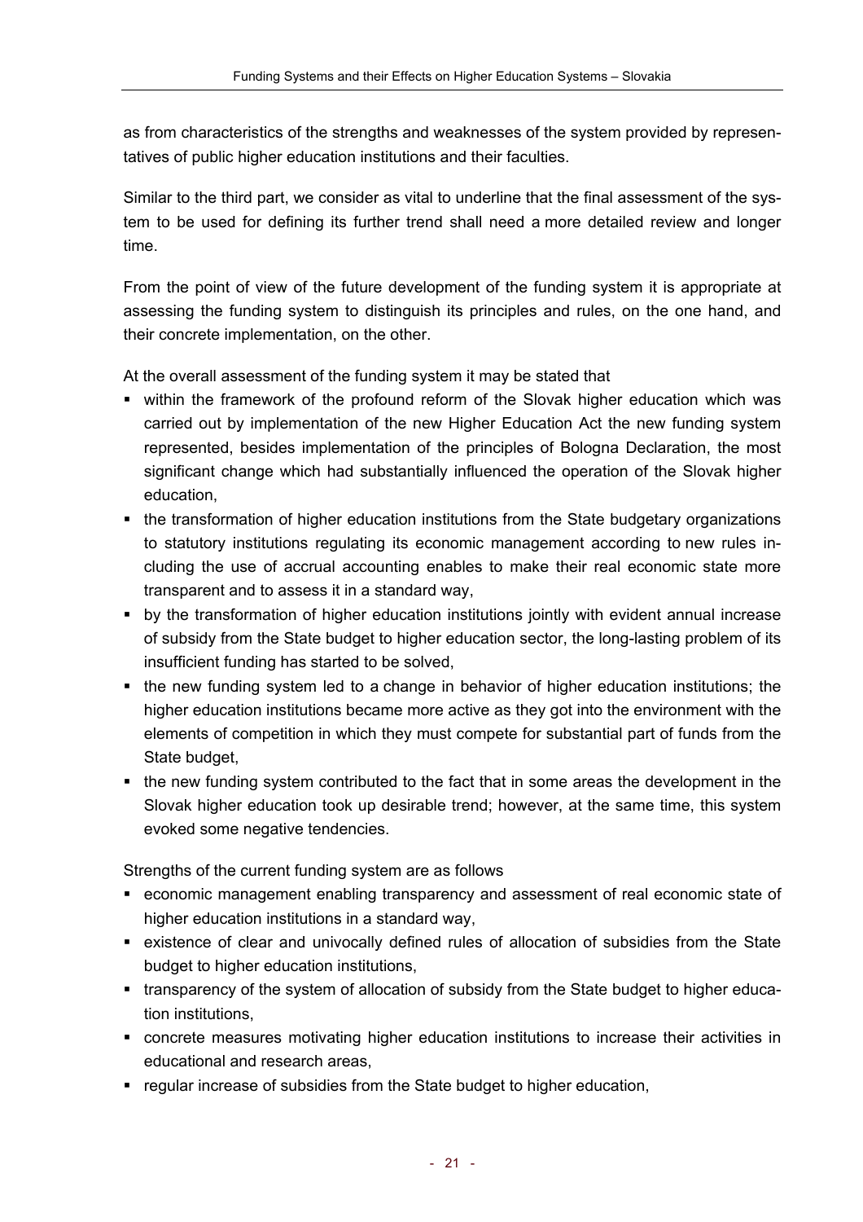as from characteristics of the strengths and weaknesses of the system provided by representatives of public higher education institutions and their faculties.

Similar to the third part, we consider as vital to underline that the final assessment of the system to be used for defining its further trend shall need a more detailed review and longer time.

From the point of view of the future development of the funding system it is appropriate at assessing the funding system to distinguish its principles and rules, on the one hand, and their concrete implementation, on the other.

At the overall assessment of the funding system it may be stated that

- within the framework of the profound reform of the Slovak higher education which was carried out by implementation of the new Higher Education Act the new funding system represented, besides implementation of the principles of Bologna Declaration, the most significant change which had substantially influenced the operation of the Slovak higher education,
- the transformation of higher education institutions from the State budgetary organizations to statutory institutions regulating its economic management according to new rules including the use of accrual accounting enables to make their real economic state more transparent and to assess it in a standard way,
- by the transformation of higher education institutions jointly with evident annual increase of subsidy from the State budget to higher education sector, the long-lasting problem of its insufficient funding has started to be solved,
- the new funding system led to a change in behavior of higher education institutions; the higher education institutions became more active as they got into the environment with the elements of competition in which they must compete for substantial part of funds from the State budget,
- the new funding system contributed to the fact that in some areas the development in the Slovak higher education took up desirable trend; however, at the same time, this system evoked some negative tendencies.

Strengths of the current funding system are as follows

- economic management enabling transparency and assessment of real economic state of higher education institutions in a standard way,
- existence of clear and univocally defined rules of allocation of subsidies from the State budget to higher education institutions,
- transparency of the system of allocation of subsidy from the State budget to higher education institutions,
- concrete measures motivating higher education institutions to increase their activities in educational and research areas,
- regular increase of subsidies from the State budget to higher education,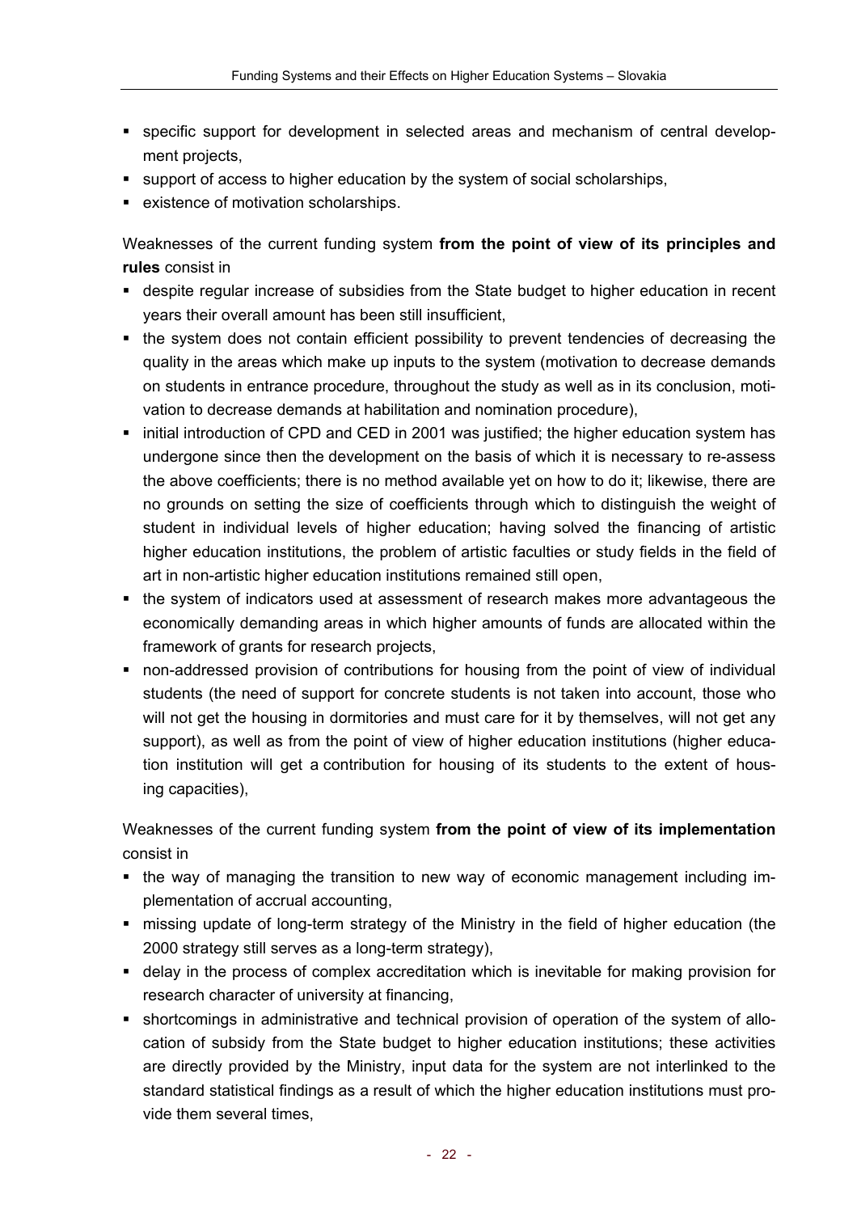- specific support for development in selected areas and mechanism of central development projects,
- support of access to higher education by the system of social scholarships,
- existence of motivation scholarships.

Weaknesses of the current funding system **from the point of view of its principles and rules** consist in

- despite regular increase of subsidies from the State budget to higher education in recent years their overall amount has been still insufficient,
- the system does not contain efficient possibility to prevent tendencies of decreasing the quality in the areas which make up inputs to the system (motivation to decrease demands on students in entrance procedure, throughout the study as well as in its conclusion, motivation to decrease demands at habilitation and nomination procedure),
- initial introduction of CPD and CED in 2001 was justified; the higher education system has undergone since then the development on the basis of which it is necessary to re-assess the above coefficients; there is no method available yet on how to do it; likewise, there are no grounds on setting the size of coefficients through which to distinguish the weight of student in individual levels of higher education; having solved the financing of artistic higher education institutions, the problem of artistic faculties or study fields in the field of art in non-artistic higher education institutions remained still open,
- the system of indicators used at assessment of research makes more advantageous the economically demanding areas in which higher amounts of funds are allocated within the framework of grants for research projects,
- non-addressed provision of contributions for housing from the point of view of individual students (the need of support for concrete students is not taken into account, those who will not get the housing in dormitories and must care for it by themselves, will not get any support), as well as from the point of view of higher education institutions (higher education institution will get a contribution for housing of its students to the extent of housing capacities),

Weaknesses of the current funding system **from the point of view of its implementation** consist in

- the way of managing the transition to new way of economic management including implementation of accrual accounting,
- missing update of long-term strategy of the Ministry in the field of higher education (the 2000 strategy still serves as a long-term strategy),
- delay in the process of complex accreditation which is inevitable for making provision for research character of university at financing,
- shortcomings in administrative and technical provision of operation of the system of allocation of subsidy from the State budget to higher education institutions; these activities are directly provided by the Ministry, input data for the system are not interlinked to the standard statistical findings as a result of which the higher education institutions must provide them several times,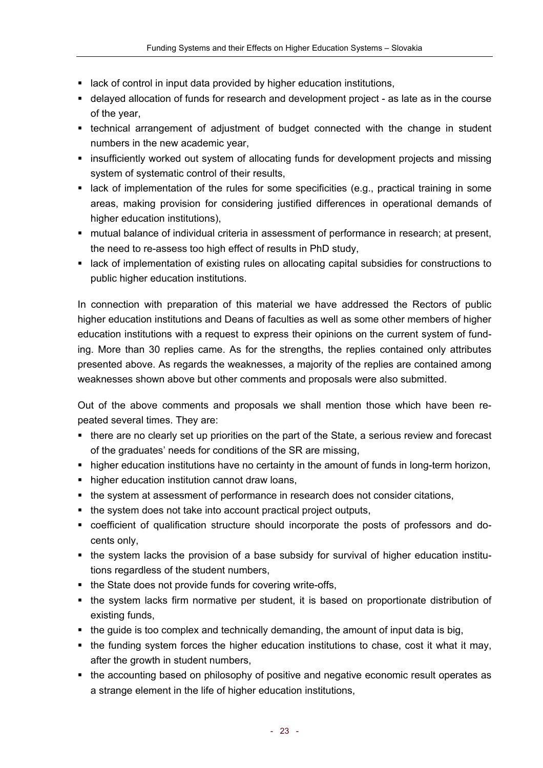- lack of control in input data provided by higher education institutions,
- delayed allocation of funds for research and development project - as late as in the course of the year,
- technical arrangement of adjustment of budget connected with the change in student numbers in the new academic year,
- insufficiently worked out system of allocating funds for development projects and missing system of systematic control of their results,
- lack of implementation of the rules for some specificities (e.g., practical training in some areas, making provision for considering justified differences in operational demands of higher education institutions),
- mutual balance of individual criteria in assessment of performance in research; at present, the need to re-assess too high effect of results in PhD study,
- lack of implementation of existing rules on allocating capital subsidies for constructions to public higher education institutions.

In connection with preparation of this material we have addressed the Rectors of public higher education institutions and Deans of faculties as well as some other members of higher education institutions with a request to express their opinions on the current system of funding. More than 30 replies came. As for the strengths, the replies contained only attributes presented above. As regards the weaknesses, a majority of the replies are contained among weaknesses shown above but other comments and proposals were also submitted.

Out of the above comments and proposals we shall mention those which have been repeated several times. They are:

- there are no clearly set up priorities on the part of the State, a serious review and forecast of the graduates' needs for conditions of the SR are missing,
- higher education institutions have no certainty in the amount of funds in long-term horizon,
- higher education institution cannot draw loans,
- the system at assessment of performance in research does not consider citations,
- the system does not take into account practical project outputs,
- coefficient of qualification structure should incorporate the posts of professors and docents only,
- the system lacks the provision of a base subsidy for survival of higher education institutions regardless of the student numbers,
- the State does not provide funds for covering write-offs,
- the system lacks firm normative per student, it is based on proportionate distribution of existing funds,
- the guide is too complex and technically demanding, the amount of input data is big,
- the funding system forces the higher education institutions to chase, cost it what it may, after the growth in student numbers,
- the accounting based on philosophy of positive and negative economic result operates as a strange element in the life of higher education institutions,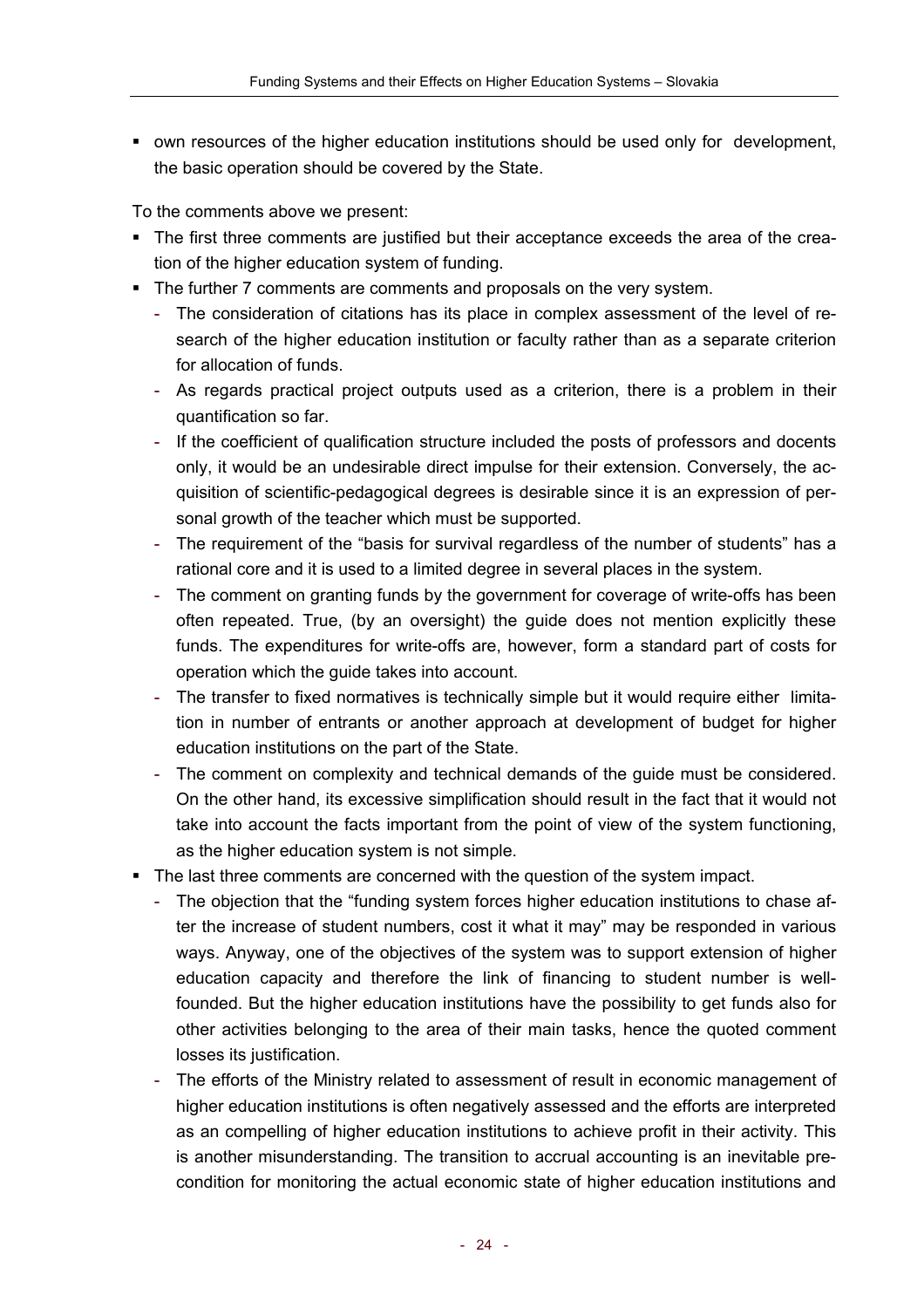- own resources of the higher education institutions should be used only for development, the basic operation should be covered by the State.

To the comments above we present:

- The first three comments are justified but their acceptance exceeds the area of the creation of the higher education system of funding.
- The further 7 comments are comments and proposals on the very system.
  - The consideration of citations has its place in complex assessment of the level of research of the higher education institution or faculty rather than as a separate criterion for allocation of funds.
  - As regards practical project outputs used as a criterion, there is a problem in their quantification so far.
  - If the coefficient of qualification structure included the posts of professors and docents only, it would be an undesirable direct impulse for their extension. Conversely, the acquisition of scientific-pedagogical degrees is desirable since it is an expression of personal growth of the teacher which must be supported.
  - The requirement of the "basis for survival regardless of the number of students" has a rational core and it is used to a limited degree in several places in the system.
  - The comment on granting funds by the government for coverage of write-offs has been often repeated. True, (by an oversight) the guide does not mention explicitly these funds. The expenditures for write-offs are, however, form a standard part of costs for operation which the guide takes into account.
  - The transfer to fixed normatives is technically simple but it would require either limitation in number of entrants or another approach at development of budget for higher education institutions on the part of the State.
  - The comment on complexity and technical demands of the guide must be considered. On the other hand, its excessive simplification should result in the fact that it would not take into account the facts important from the point of view of the system functioning, as the higher education system is not simple.
- The last three comments are concerned with the question of the system impact.
  - The objection that the "funding system forces higher education institutions to chase after the increase of student numbers, cost it what it may" may be responded in various ways. Anyway, one of the objectives of the system was to support extension of higher education capacity and therefore the link of financing to student number is well-founded. But the higher education institutions have the possibility to get funds also for other activities belonging to the area of their main tasks, hence the quoted comment losses its justification.
  - The efforts of the Ministry related to assessment of result in economic management of higher education institutions is often negatively assessed and the efforts are interpreted as an compelling of higher education institutions to achieve profit in their activity. This is another misunderstanding. The transition to accrual accounting is an inevitable precondition for monitoring the actual economic state of higher education institutions and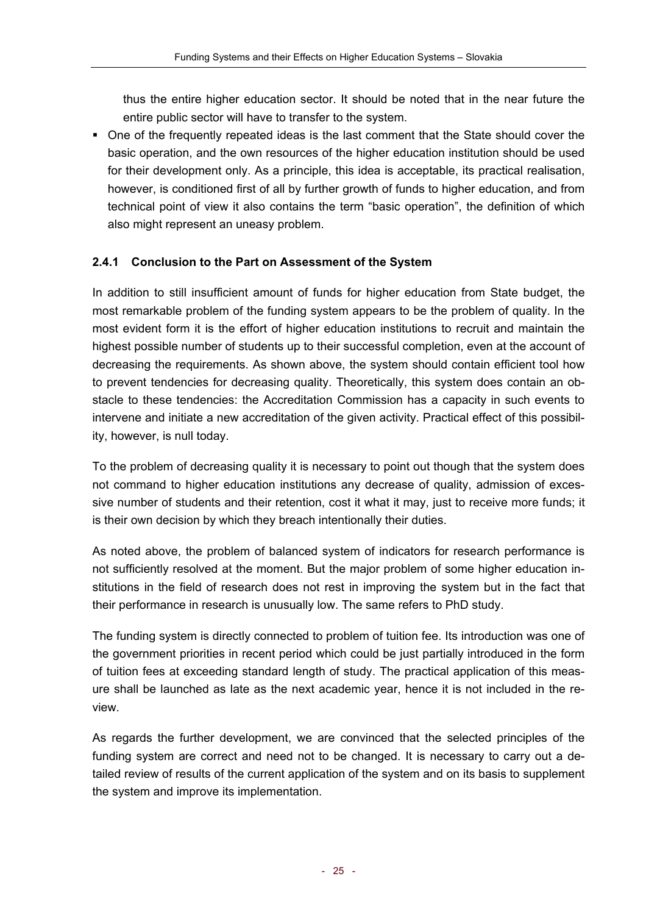thus the entire higher education sector. It should be noted that in the near future the entire public sector will have to transfer to the system.

- One of the frequently repeated ideas is the last comment that the State should cover the basic operation, and the own resources of the higher education institution should be used for their development only. As a principle, this idea is acceptable, its practical realisation, however, is conditioned first of all by further growth of funds to higher education, and from technical point of view it also contains the term "basic operation", the definition of which also might represent an uneasy problem.

### 2.4.1 Conclusion to the Part on Assessment of the System

In addition to still insufficient amount of funds for higher education from State budget, the most remarkable problem of the funding system appears to be the problem of quality. In the most evident form it is the effort of higher education institutions to recruit and maintain the highest possible number of students up to their successful completion, even at the account of decreasing the requirements. As shown above, the system should contain efficient tool how to prevent tendencies for decreasing quality. Theoretically, this system does contain an obstacle to these tendencies: the Accreditation Commission has a capacity in such events to intervene and initiate a new accreditation of the given activity. Practical effect of this possibility, however, is null today.

To the problem of decreasing quality it is necessary to point out though that the system does not command to higher education institutions any decrease of quality, admission of excessive number of students and their retention, cost it what it may, just to receive more funds; it is their own decision by which they breach intentionally their duties.

As noted above, the problem of balanced system of indicators for research performance is not sufficiently resolved at the moment. But the major problem of some higher education institutions in the field of research does not rest in improving the system but in the fact that their performance in research is unusually low. The same refers to PhD study.

The funding system is directly connected to problem of tuition fee. Its introduction was one of the government priorities in recent period which could be just partially introduced in the form of tuition fees at exceeding standard length of study. The practical application of this measure shall be launched as late as the next academic year, hence it is not included in the review.

As regards the further development, we are convinced that the selected principles of the funding system are correct and need not to be changed. It is necessary to carry out a detailed review of results of the current application of the system and on its basis to supplement the system and improve its implementation.